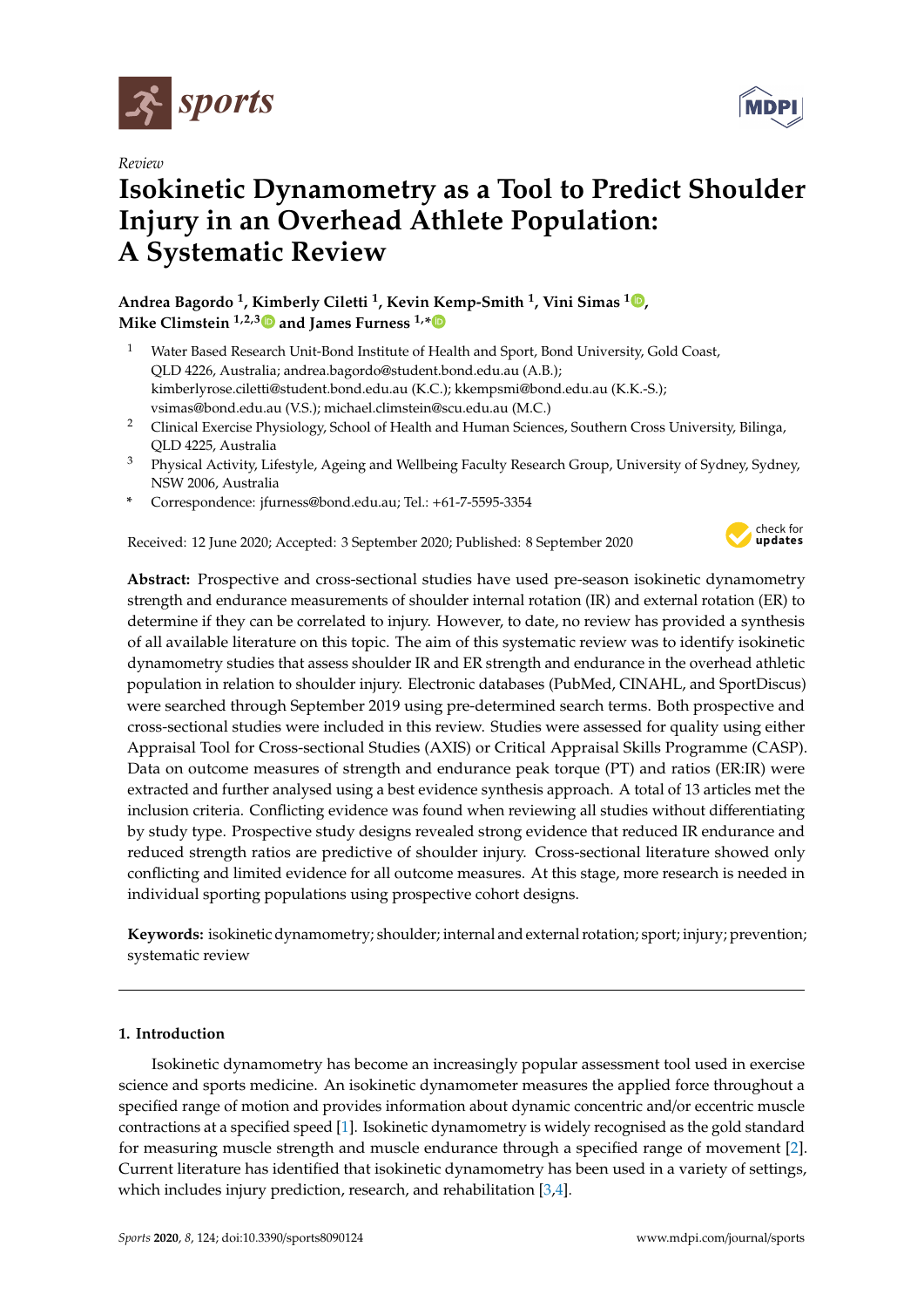Review

# Isokinetic Dynamometry as a Tool to Predict Shoulder Injury in an Overhead Athlete Population: A Systematic Review

**Andrea Bagordo [1], Kimberly Ciletti [1], Kevin Kemp-Smith [1], Vini Simas [1], Mike Climstein [1,2,3] and James Furness [1,*]**

[1] Water Based Research Unit-Bond Institute of Health and Sport, Bond University, Gold Coast, QLD 4226, Australia; andrea.bagordo@student.bond.edu.au (A.B.); kimberlyrose.ciletti@student.bond.edu.au (K.C.); kkempsmi@bond.edu.au (K.K.-S.); vsimas@bond.edu.au (V.S.); michael.climstein@scu.edu.au (M.C.)

[2] Clinical Exercise Physiology, School of Health and Human Sciences, Southern Cross University, Bilinga, QLD 4225, Australia

[3] Physical Activity, Lifestyle, Ageing and Wellbeing Faculty Research Group, University of Sydney, Sydney, NSW 2006, Australia

[*] Correspondence: jfurness@bond.edu.au; Tel.: +61-7-5595-3354

Received: 12 June 2020; Accepted: 3 September 2020; Published: 8 September 2020

**Abstract:** Prospective and cross-sectional studies have used pre-season isokinetic dynamometry strength and endurance measurements of shoulder internal rotation (IR) and external rotation (ER) to determine if they can be correlated to injury. However, to date, no review has provided a synthesis of all available literature on this topic. The aim of this systematic review was to identify isokinetic dynamometry studies that assess shoulder IR and ER strength and endurance in the overhead athletic population in relation to shoulder injury. Electronic databases (PubMed, CINAHL, and SportDiscus) were searched through September 2019 using pre-determined search terms. Both prospective and cross-sectional studies were included in this review. Studies were assessed for quality using either Appraisal Tool for Cross-sectional Studies (AXIS) or Critical Appraisal Skills Programme (CASP). Data on outcome measures of strength and endurance peak torque (PT) and ratios (ER:IR) were extracted and further analysed using a best evidence synthesis approach. A total of 13 articles met the inclusion criteria. Conflicting evidence was found when reviewing all studies without differentiating by study type. Prospective study designs revealed strong evidence that reduced IR endurance and reduced strength ratios are predictive of shoulder injury. Cross-sectional literature showed only conflicting and limited evidence for all outcome measures. At this stage, more research is needed in individual sporting populations using prospective cohort designs.

**Keywords:** isokinetic dynamometry; shoulder; internal and external rotation; sport; injury; prevention; systematic review

## 1. Introduction

Isokinetic dynamometry has become an increasingly popular assessment tool used in exercise science and sports medicine. An isokinetic dynamometer measures the applied force throughout a specified range of motion and provides information about dynamic concentric and/or eccentric muscle contractions at a specified speed [1]. Isokinetic dynamometry is widely recognised as the gold standard for measuring muscle strength and muscle endurance through a specified range of movement [2]. Current literature has identified that isokinetic dynamometry has been used in a variety of settings, which includes injury prediction, research, and rehabilitation [3,4].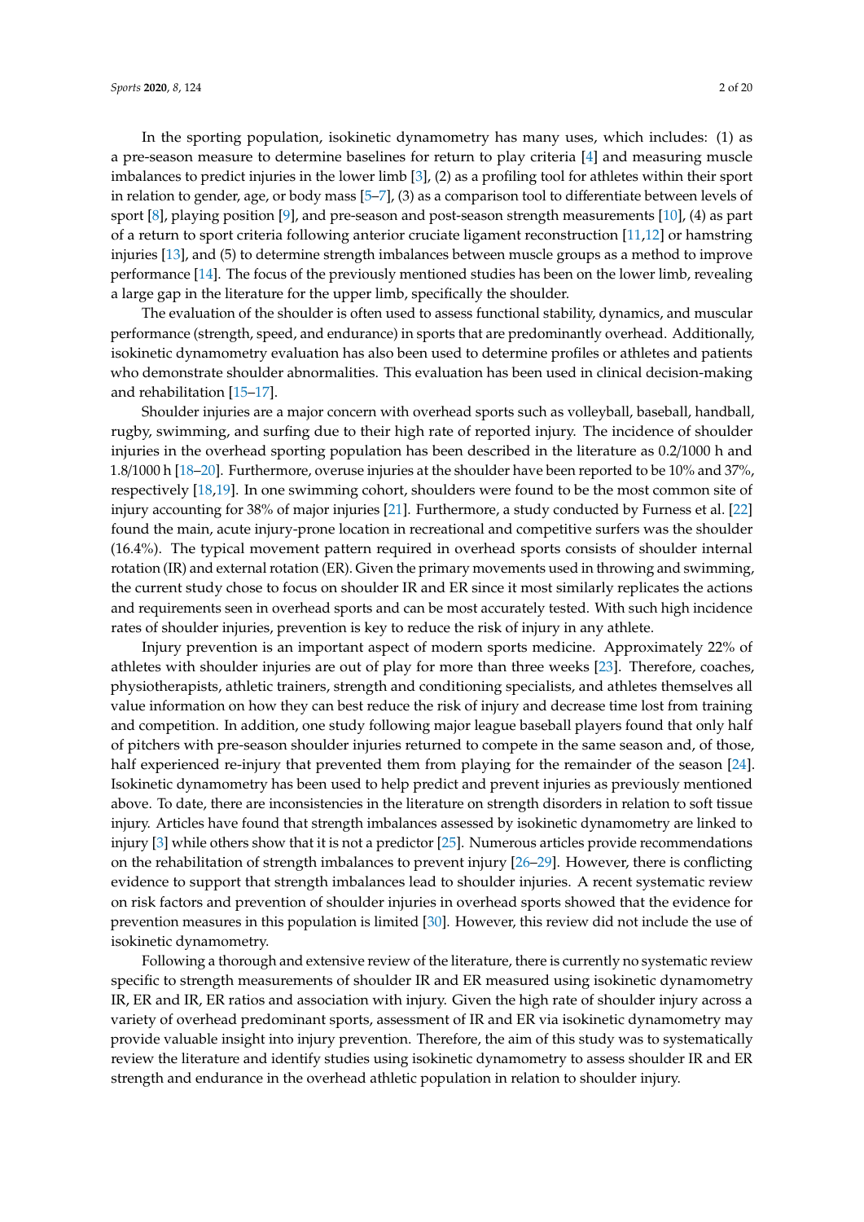In the sporting population, isokinetic dynamometry has many uses, which includes: (1) as a pre-season measure to determine baselines for return to play criteria [4] and measuring muscle imbalances to predict injuries in the lower limb [3], (2) as a profiling tool for athletes within their sport in relation to gender, age, or body mass [5–7], (3) as a comparison tool to differentiate between levels of sport [8], playing position [9], and pre-season and post-season strength measurements [10], (4) as part of a return to sport criteria following anterior cruciate ligament reconstruction [11,12] or hamstring injuries [13], and (5) to determine strength imbalances between muscle groups as a method to improve performance [14]. The focus of the previously mentioned studies has been on the lower limb, revealing a large gap in the literature for the upper limb, specifically the shoulder.

The evaluation of the shoulder is often used to assess functional stability, dynamics, and muscular performance (strength, speed, and endurance) in sports that are predominantly overhead. Additionally, isokinetic dynamometry evaluation has also been used to determine profiles or athletes and patients who demonstrate shoulder abnormalities. This evaluation has been used in clinical decision-making and rehabilitation [15–17].

Shoulder injuries are a major concern with overhead sports such as volleyball, baseball, handball, rugby, swimming, and surfing due to their high rate of reported injury. The incidence of shoulder injuries in the overhead sporting population has been described in the literature as 0.2/1000 h and 1.8/1000 h [18–20]. Furthermore, overuse injuries at the shoulder have been reported to be 10% and 37%, respectively [18,19]. In one swimming cohort, shoulders were found to be the most common site of injury accounting for 38% of major injuries [21]. Furthermore, a study conducted by Furness et al. [22] found the main, acute injury-prone location in recreational and competitive surfers was the shoulder (16.4%). The typical movement pattern required in overhead sports consists of shoulder internal rotation (IR) and external rotation (ER). Given the primary movements used in throwing and swimming, the current study chose to focus on shoulder IR and ER since it most similarly replicates the actions and requirements seen in overhead sports and can be most accurately tested. With such high incidence rates of shoulder injuries, prevention is key to reduce the risk of injury in any athlete.

Injury prevention is an important aspect of modern sports medicine. Approximately 22% of athletes with shoulder injuries are out of play for more than three weeks [23]. Therefore, coaches, physiotherapists, athletic trainers, strength and conditioning specialists, and athletes themselves all value information on how they can best reduce the risk of injury and decrease time lost from training and competition. In addition, one study following major league baseball players found that only half of pitchers with pre-season shoulder injuries returned to compete in the same season and, of those, half experienced re-injury that prevented them from playing for the remainder of the season [24]. Isokinetic dynamometry has been used to help predict and prevent injuries as previously mentioned above. To date, there are inconsistencies in the literature on strength disorders in relation to soft tissue injury. Articles have found that strength imbalances assessed by isokinetic dynamometry are linked to injury [3] while others show that it is not a predictor [25]. Numerous articles provide recommendations on the rehabilitation of strength imbalances to prevent injury [26–29]. However, there is conflicting evidence to support that strength imbalances lead to shoulder injuries. A recent systematic review on risk factors and prevention of shoulder injuries in overhead sports showed that the evidence for prevention measures in this population is limited [30]. However, this review did not include the use of isokinetic dynamometry.

Following a thorough and extensive review of the literature, there is currently no systematic review specific to strength measurements of shoulder IR and ER measured using isokinetic dynamometry IR, ER and IR, ER ratios and association with injury. Given the high rate of shoulder injury across a variety of overhead predominant sports, assessment of IR and ER via isokinetic dynamometry may provide valuable insight into injury prevention. Therefore, the aim of this study was to systematically review the literature and identify studies using isokinetic dynamometry to assess shoulder IR and ER strength and endurance in the overhead athletic population in relation to shoulder injury.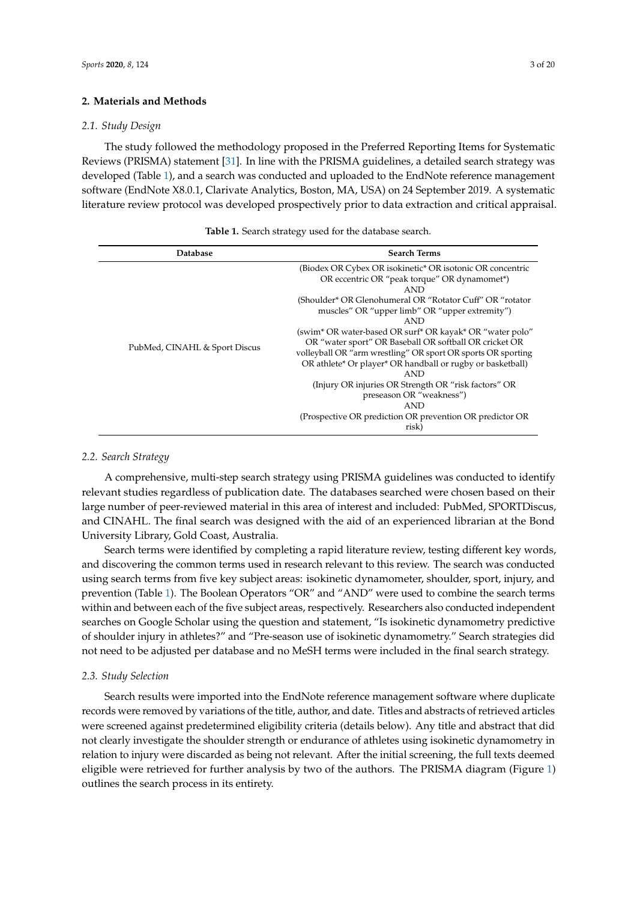## 2. Materials and Methods

### 2.1. Study Design

The study followed the methodology proposed in the Preferred Reporting Items for Systematic Reviews (PRISMA) statement [31]. In line with the PRISMA guidelines, a detailed search strategy was developed (Table 1), and a search was conducted and uploaded to the EndNote reference management software (EndNote X8.0.1, Clarivate Analytics, Boston, MA, USA) on 24 September 2019. A systematic literature review protocol was developed prospectively prior to data extraction and critical appraisal.

**Table 1.** Search strategy used for the database search.

| Database | Search Terms |
| --- | --- |
| PubMed, CINAHL & Sport Discus | (Biodex OR Cybex OR isokinetic* OR isotonic OR concentric OR eccentric OR "peak torque" OR dynamomet*) AND (Shoulder* OR Glenohumeral OR "Rotator Cuff" OR "rotator muscles" OR "upper limb" OR "upper extremity") AND (swim* OR water-based OR surf* OR kayak* OR "water polo" OR "water sport" OR Baseball OR softball OR cricket OR volleyball OR "arm wrestling" OR sport OR sports OR sporting OR athlete* Or player* OR handball or rugby or basketball) AND (Injury OR injuries OR Strength OR "risk factors" OR preseason OR "weakness") AND (Prospective OR prediction OR prevention OR predictor OR risk) |

### 2.2. Search Strategy

A comprehensive, multi-step search strategy using PRISMA guidelines was conducted to identify relevant studies regardless of publication date. The databases searched were chosen based on their large number of peer-reviewed material in this area of interest and included: PubMed, SPORTDiscus, and CINAHL. The final search was designed with the aid of an experienced librarian at the Bond University Library, Gold Coast, Australia.

Search terms were identified by completing a rapid literature review, testing different key words, and discovering the common terms used in research relevant to this review. The search was conducted using search terms from five key subject areas: isokinetic dynamometer, shoulder, sport, injury, and prevention (Table 1). The Boolean Operators "OR" and "AND" were used to combine the search terms within and between each of the five subject areas, respectively. Researchers also conducted independent searches on Google Scholar using the question and statement, "Is isokinetic dynamometry predictive of shoulder injury in athletes?" and "Pre-season use of isokinetic dynamometry." Search strategies did not need to be adjusted per database and no MeSH terms were included in the final search strategy.

### 2.3. Study Selection

Search results were imported into the EndNote reference management software where duplicate records were removed by variations of the title, author, and date. Titles and abstracts of retrieved articles were screened against predetermined eligibility criteria (details below). Any title and abstract that did not clearly investigate the shoulder strength or endurance of athletes using isokinetic dynamometry in relation to injury were discarded as being not relevant. After the initial screening, the full texts deemed eligible were retrieved for further analysis by two of the authors. The PRISMA diagram (Figure 1) outlines the search process in its entirety.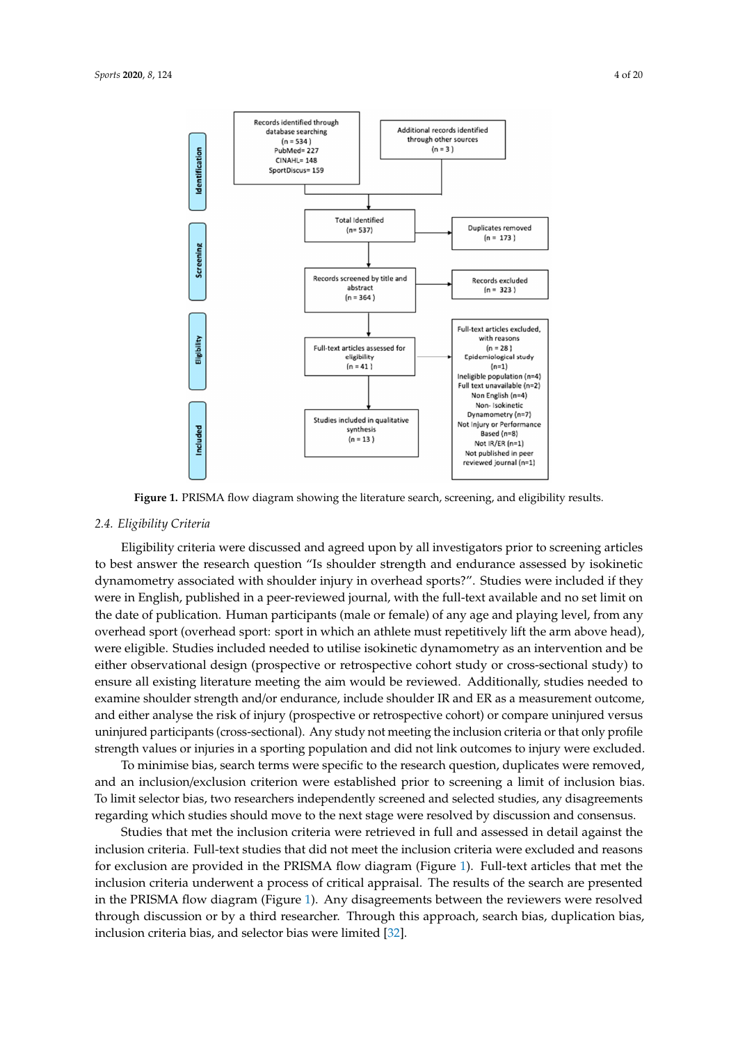Identification

Records identified through database searching
(n = 534 )
PubMed= 227
CINAHL= 148
SportDiscus= 159

Additional records identified through other sources
(n = 3 )

Total Identified
(n= 537)

Duplicates removed
(n = 173 )

Screening

Records screened by title and abstract
(n = 364 )

Records excluded
(n = 323 )

Eligibility

Full-text articles assessed for eligibility
(n = 41 )

Full-text articles excluded, with reasons
(n = 28 )
Epidemiological study (n=1)
Ineligible population (n=4)
Full text unavailable (n=2)
Non English (n=4)
Non- Isokinetic Dynamometry (n=7)
Not Injury or Performance Based (n=8)
Not IR/ER (n=1)
Not published in peer reviewed journal (n=1)

Included

Studies included in qualitative synthesis
(n = 13 )

**Figure 1.** PRISMA flow diagram showing the literature search, screening, and eligibility results.

### 2.4. Eligibility Criteria

Eligibility criteria were discussed and agreed upon by all investigators prior to screening articles to best answer the research question "Is shoulder strength and endurance assessed by isokinetic dynamometry associated with shoulder injury in overhead sports?". Studies were included if they were in English, published in a peer-reviewed journal, with the full-text available and no set limit on the date of publication. Human participants (male or female) of any age and playing level, from any overhead sport (overhead sport: sport in which an athlete must repetitively lift the arm above head), were eligible. Studies included needed to utilise isokinetic dynamometry as an intervention and be either observational design (prospective or retrospective cohort study or cross-sectional study) to ensure all existing literature meeting the aim would be reviewed. Additionally, studies needed to examine shoulder strength and/or endurance, include shoulder IR and ER as a measurement outcome, and either analyse the risk of injury (prospective or retrospective cohort) or compare uninjured versus uninjured participants (cross-sectional). Any study not meeting the inclusion criteria or that only profile strength values or injuries in a sporting population and did not link outcomes to injury were excluded.

To minimise bias, search terms were specific to the research question, duplicates were removed, and an inclusion/exclusion criterion were established prior to screening a limit of inclusion bias. To limit selector bias, two researchers independently screened and selected studies, any disagreements regarding which studies should move to the next stage were resolved by discussion and consensus.

Studies that met the inclusion criteria were retrieved in full and assessed in detail against the inclusion criteria. Full-text studies that did not meet the inclusion criteria were excluded and reasons for exclusion are provided in the PRISMA flow diagram (Figure 1). Full-text articles that met the inclusion criteria underwent a process of critical appraisal. The results of the search are presented in the PRISMA flow diagram (Figure 1). Any disagreements between the reviewers were resolved through discussion or by a third researcher. Through this approach, search bias, duplication bias, inclusion criteria bias, and selector bias were limited [32].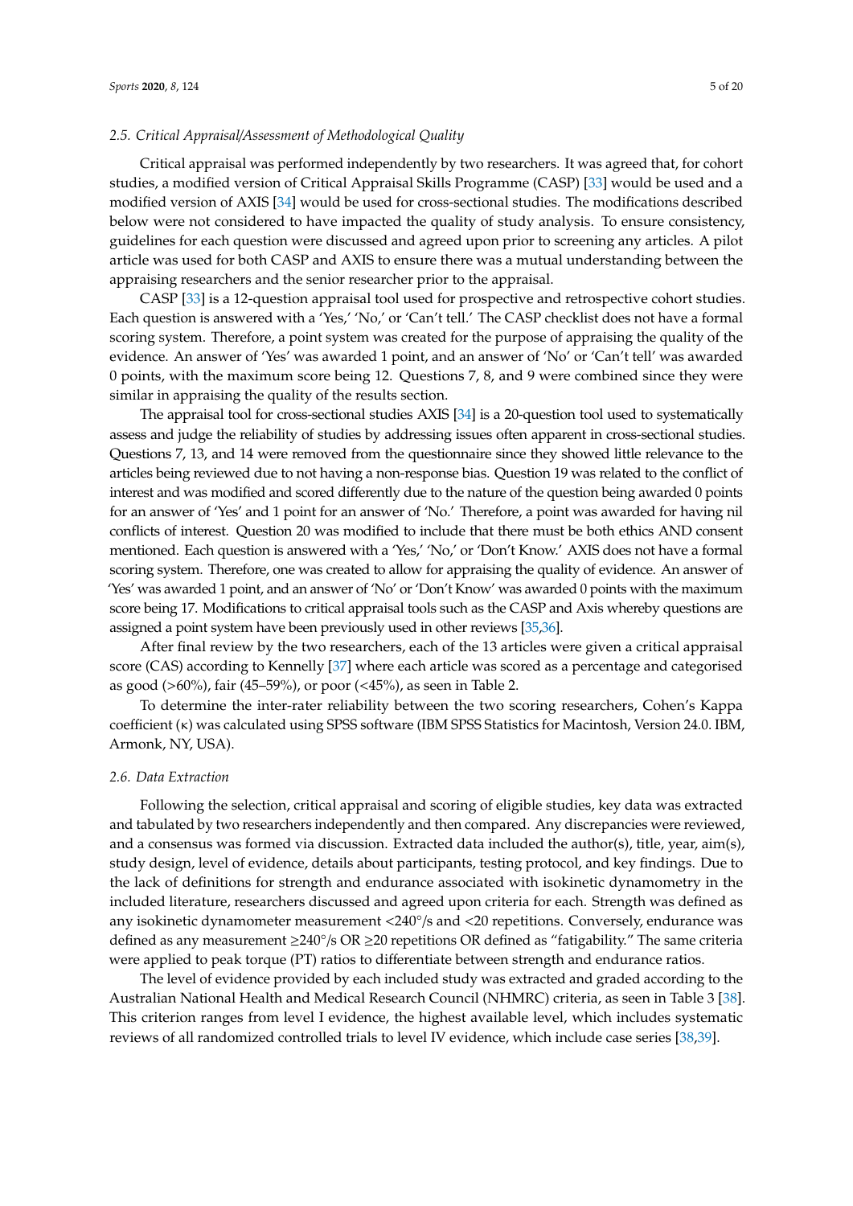### 2.5. Critical Appraisal/Assessment of Methodological Quality

Critical appraisal was performed independently by two researchers. It was agreed that, for cohort studies, a modified version of Critical Appraisal Skills Programme (CASP) [33] would be used and a modified version of AXIS [34] would be used for cross-sectional studies. The modifications described below were not considered to have impacted the quality of study analysis. To ensure consistency, guidelines for each question were discussed and agreed upon prior to screening any articles. A pilot article was used for both CASP and AXIS to ensure there was a mutual understanding between the appraising researchers and the senior researcher prior to the appraisal.

CASP [33] is a 12-question appraisal tool used for prospective and retrospective cohort studies. Each question is answered with a 'Yes,' 'No,' or 'Can't tell.' The CASP checklist does not have a formal scoring system. Therefore, a point system was created for the purpose of appraising the quality of the evidence. An answer of 'Yes' was awarded 1 point, and an answer of 'No' or 'Can't tell' was awarded 0 points, with the maximum score being 12. Questions 7, 8, and 9 were combined since they were similar in appraising the quality of the results section.

The appraisal tool for cross-sectional studies AXIS [34] is a 20-question tool used to systematically assess and judge the reliability of studies by addressing issues often apparent in cross-sectional studies. Questions 7, 13, and 14 were removed from the questionnaire since they showed little relevance to the articles being reviewed due to not having a non-response bias. Question 19 was related to the conflict of interest and was modified and scored differently due to the nature of the question being awarded 0 points for an answer of 'Yes' and 1 point for an answer of 'No.' Therefore, a point was awarded for having nil conflicts of interest. Question 20 was modified to include that there must be both ethics AND consent mentioned. Each question is answered with a 'Yes,' 'No,' or 'Don't Know.' AXIS does not have a formal scoring system. Therefore, one was created to allow for appraising the quality of evidence. An answer of 'Yes' was awarded 1 point, and an answer of 'No' or 'Don't Know' was awarded 0 points with the maximum score being 17. Modifications to critical appraisal tools such as the CASP and Axis whereby questions are assigned a point system have been previously used in other reviews [35,36].

After final review by the two researchers, each of the 13 articles were given a critical appraisal score (CAS) according to Kennelly [37] where each article was scored as a percentage and categorised as good (>60%), fair (45–59%), or poor (<45%), as seen in Table 2.

To determine the inter-rater reliability between the two scoring researchers, Cohen's Kappa coefficient ($\kappa$) was calculated using SPSS software (IBM SPSS Statistics for Macintosh, Version 24.0. IBM, Armonk, NY, USA).

### 2.6. Data Extraction

Following the selection, critical appraisal and scoring of eligible studies, key data was extracted and tabulated by two researchers independently and then compared. Any discrepancies were reviewed, and a consensus was formed via discussion. Extracted data included the author(s), title, year, aim(s), study design, level of evidence, details about participants, testing protocol, and key findings. Due to the lack of definitions for strength and endurance associated with isokinetic dynamometry in the included literature, researchers discussed and agreed upon criteria for each. Strength was defined as any isokinetic dynamometer measurement <240°/s and <20 repetitions. Conversely, endurance was defined as any measurement ≥240°/s OR ≥20 repetitions OR defined as "fatigability." The same criteria were applied to peak torque (PT) ratios to differentiate between strength and endurance ratios.

The level of evidence provided by each included study was extracted and graded according to the Australian National Health and Medical Research Council (NHMRC) criteria, as seen in Table 3 [38]. This criterion ranges from level I evidence, the highest available level, which includes systematic reviews of all randomized controlled trials to level IV evidence, which include case series [38,39].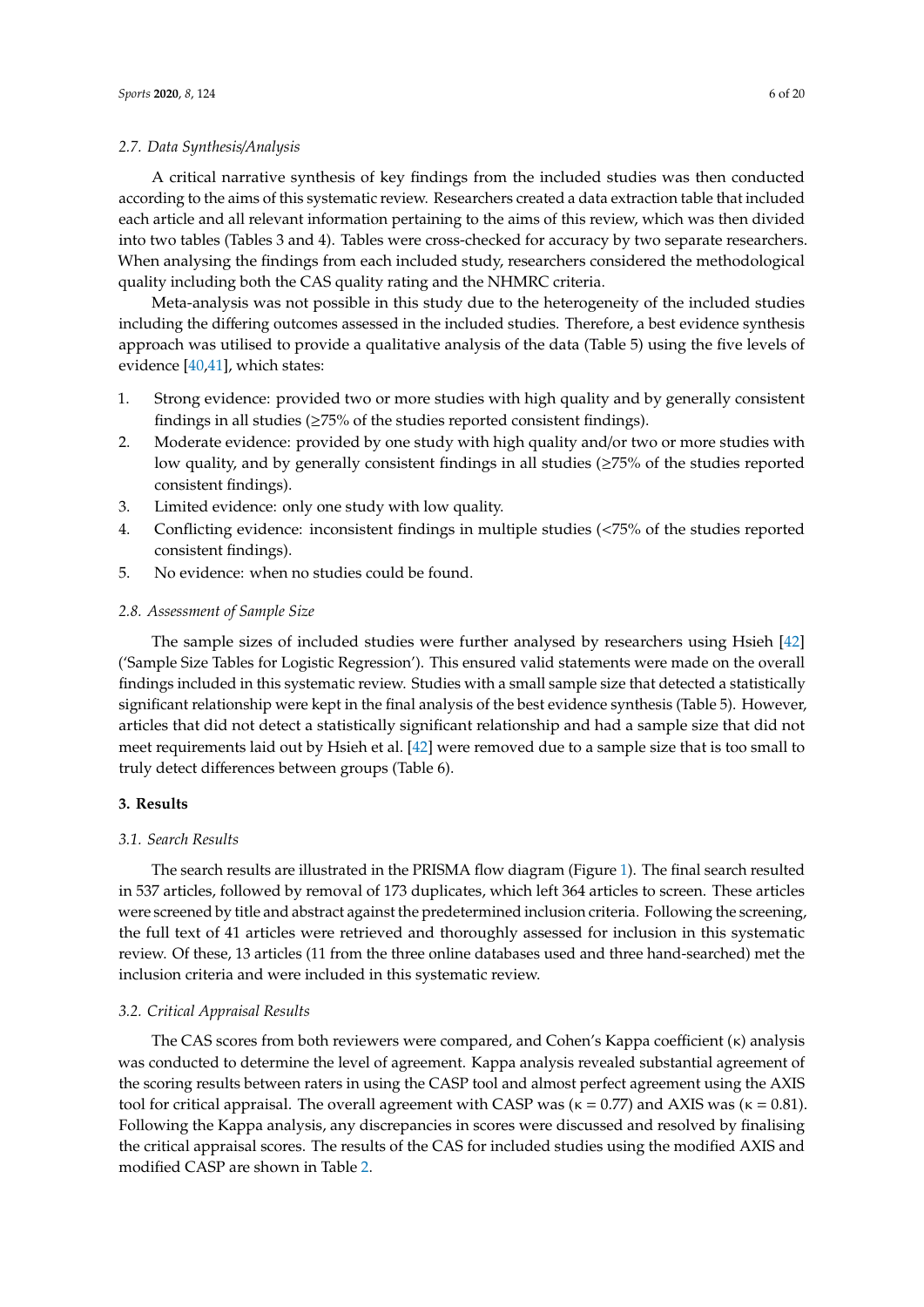### 2.7. Data Synthesis/Analysis

A critical narrative synthesis of key findings from the included studies was then conducted according to the aims of this systematic review. Researchers created a data extraction table that included each article and all relevant information pertaining to the aims of this review, which was then divided into two tables (Tables 3 and 4). Tables were cross-checked for accuracy by two separate researchers. When analysing the findings from each included study, researchers considered the methodological quality including both the CAS quality rating and the NHMRC criteria.

Meta-analysis was not possible in this study due to the heterogeneity of the included studies including the differing outcomes assessed in the included studies. Therefore, a best evidence synthesis approach was utilised to provide a qualitative analysis of the data (Table 5) using the five levels of evidence [40,41], which states:

1. Strong evidence: provided two or more studies with high quality and by generally consistent findings in all studies (≥75% of the studies reported consistent findings).
2. Moderate evidence: provided by one study with high quality and/or two or more studies with low quality, and by generally consistent findings in all studies (≥75% of the studies reported consistent findings).
3. Limited evidence: only one study with low quality.
4. Conflicting evidence: inconsistent findings in multiple studies (<75% of the studies reported consistent findings).
5. No evidence: when no studies could be found.

### 2.8. Assessment of Sample Size

The sample sizes of included studies were further analysed by researchers using Hsieh [42] ('Sample Size Tables for Logistic Regression'). This ensured valid statements were made on the overall findings included in this systematic review. Studies with a small sample size that detected a statistically significant relationship were kept in the final analysis of the best evidence synthesis (Table 5). However, articles that did not detect a statistically significant relationship and had a sample size that did not meet requirements laid out by Hsieh et al. [42] were removed due to a sample size that is too small to truly detect differences between groups (Table 6).

## 3. Results

### 3.1. Search Results

The search results are illustrated in the PRISMA flow diagram (Figure 1). The final search resulted in 537 articles, followed by removal of 173 duplicates, which left 364 articles to screen. These articles were screened by title and abstract against the predetermined inclusion criteria. Following the screening, the full text of 41 articles were retrieved and thoroughly assessed for inclusion in this systematic review. Of these, 13 articles (11 from the three online databases used and three hand-searched) met the inclusion criteria and were included in this systematic review.

### 3.2. Critical Appraisal Results

The CAS scores from both reviewers were compared, and Cohen's Kappa coefficient (κ) analysis was conducted to determine the level of agreement. Kappa analysis revealed substantial agreement of the scoring results between raters in using the CASP tool and almost perfect agreement using the AXIS tool for critical appraisal. The overall agreement with CASP was ($\kappa = 0.77$) and AXIS was ($\kappa = 0.81$). Following the Kappa analysis, any discrepancies in scores were discussed and resolved by finalising the critical appraisal scores. The results of the CAS for included studies using the modified AXIS and modified CASP are shown in Table 2.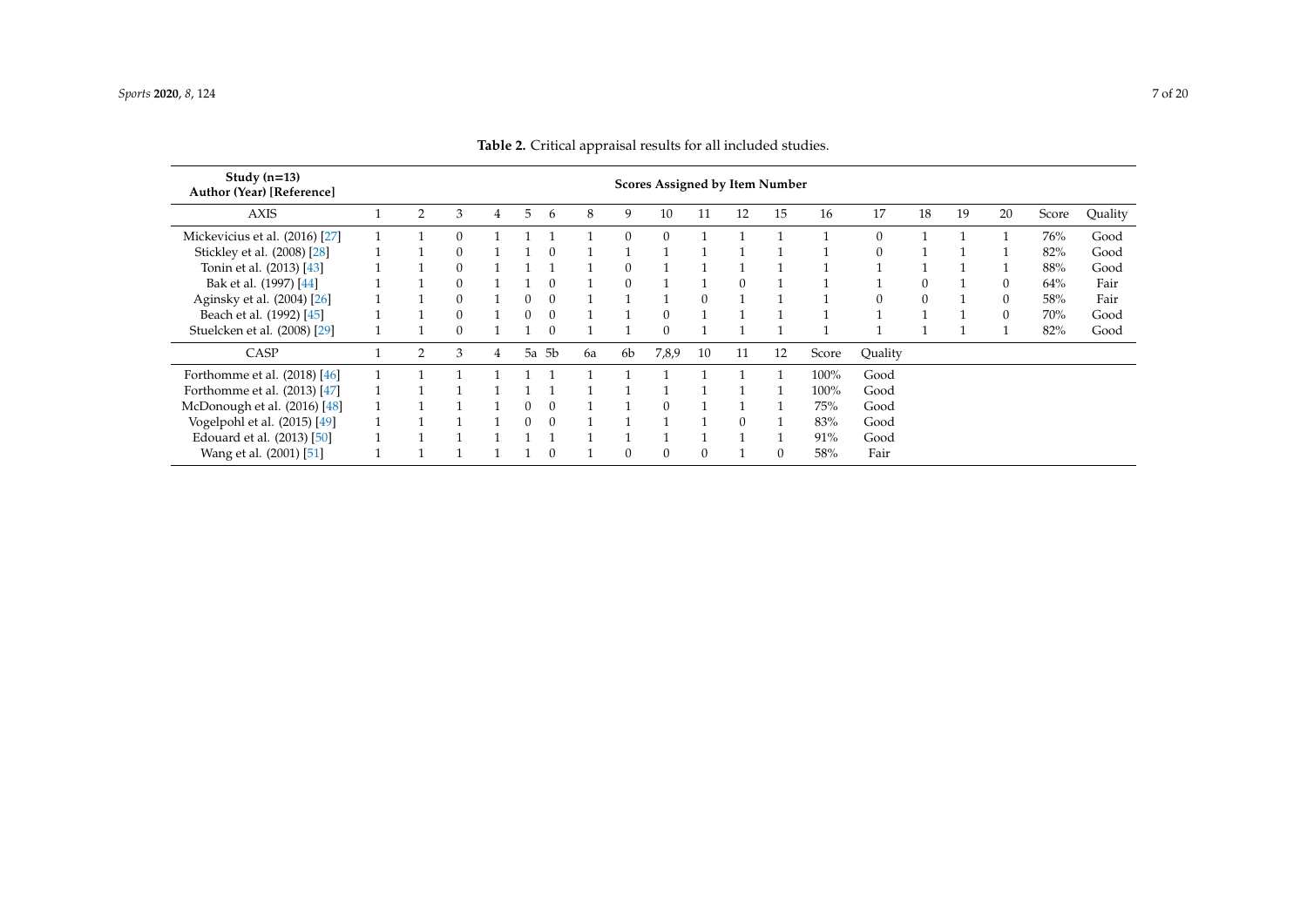**Table 2.** Critical appraisal results for all included studies.

| Study (n=13) Author (Year) [Reference] | Scores Assigned by Item Number | | | | | | | | | | | | | | | | | |
|---|---|---|---|---|---|---|---|---|---|---|---|---|---|---|---|---|---|---|
| AXIS | 1 | 2 | 3 | 4 | 5 | 6 | 8 | 9 | 10 | 11 | 12 | 15 | 16 | 17 | 18 | 19 | 20 | Score | Quality |
| Mickevicius et al. (2016) [27] | 1 | 1 | 0 | 1 | 1 | 1 | 1 | 0 | 0 | 1 | 1 | 1 | 1 | 0 | 1 | 1 | 1 | 76% | Good |
| Stickley et al. (2008) [28] | 1 | 1 | 0 | 1 | 1 | 0 | 1 | 1 | 1 | 1 | 1 | 1 | 1 | 0 | 1 | 1 | 1 | 82% | Good |
| Tonin et al. (2013) [43] | 1 | 1 | 0 | 1 | 1 | 1 | 1 | 0 | 1 | 1 | 1 | 1 | 1 | 1 | 1 | 1 | 1 | 88% | Good |
| Bak et al. (1997) [44] | 1 | 1 | 0 | 1 | 1 | 0 | 1 | 0 | 1 | 1 | 0 | 1 | 1 | 1 | 0 | 1 | 0 | 64% | Fair |
| Aginsky et al. (2004) [26] | 1 | 1 | 0 | 1 | 0 | 0 | 1 | 1 | 1 | 0 | 1 | 1 | 1 | 0 | 0 | 1 | 0 | 58% | Fair |
| Beach et al. (1992) [45] | 1 | 1 | 0 | 1 | 0 | 0 | 1 | 1 | 0 | 1 | 1 | 1 | 1 | 1 | 1 | 1 | 0 | 70% | Good |
| Stuelcken et al. (2008) [29] | 1 | 1 | 0 | 1 | 1 | 0 | 1 | 1 | 0 | 1 | 1 | 1 | 1 | 1 | 1 | 1 | 1 | 82% | Good |
| CASP | 1 | 2 | 3 | 4 | 5a | 5b | 6a | 6b | 7,8,9 | 10 | 11 | 12 | Score | Quality | | | | | |
| Forthomme et al. (2018) [46] | 1 | 1 | 1 | 1 | 1 | 1 | 1 | 1 | 1 | 1 | 1 | 1 | 100% | Good | | | | | |
| Forthomme et al. (2013) [47] | 1 | 1 | 1 | 1 | 1 | 1 | 1 | 1 | 1 | 1 | 1 | 1 | 100% | Good | | | | | |
| McDonough et al. (2016) [48] | 1 | 1 | 1 | 1 | 0 | 0 | 1 | 1 | 0 | 1 | 1 | 1 | 75% | Good | | | | | |
| Vogelpohl et al. (2015) [49] | 1 | 1 | 1 | 1 | 0 | 0 | 1 | 1 | 1 | 1 | 0 | 1 | 83% | Good | | | | | |
| Edouard et al. (2013) [50] | 1 | 1 | 1 | 1 | 1 | 1 | 1 | 1 | 1 | 1 | 1 | 1 | 91% | Good | | | | | |
| Wang et al. (2001) [51] | 1 | 1 | 1 | 1 | 1 | 0 | 1 | 0 | 0 | 0 | 1 | 0 | 58% | Fair | | | | | |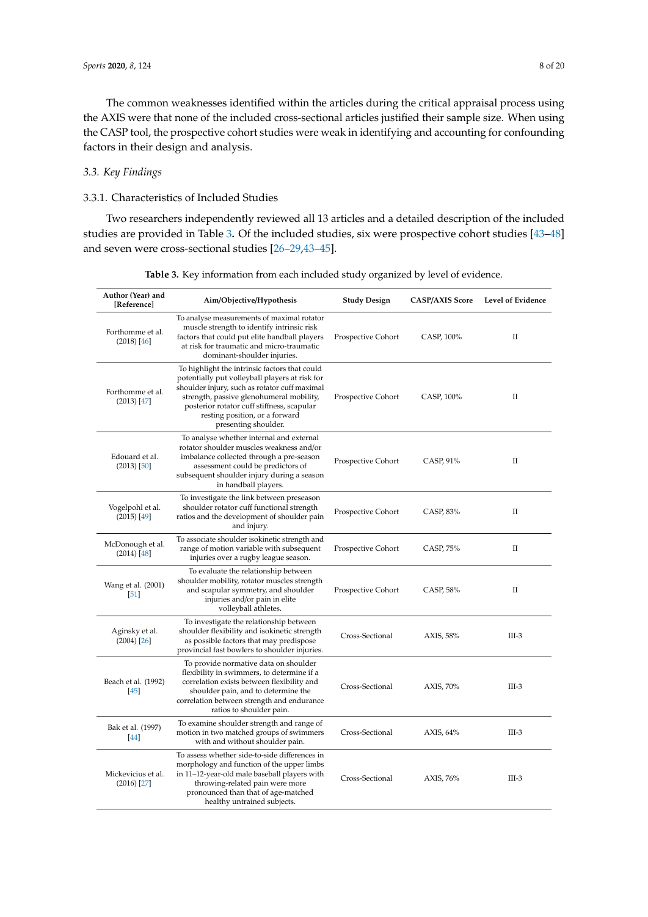The common weaknesses identified within the articles during the critical appraisal process using the AXIS were that none of the included cross-sectional articles justified their sample size. When using the CASP tool, the prospective cohort studies were weak in identifying and accounting for confounding factors in their design and analysis.

### 3.3. Key Findings

#### 3.3.1. Characteristics of Included Studies

Two researchers independently reviewed all 13 articles and a detailed description of the included studies are provided in Table 3**.** Of the included studies, six were prospective cohort studies [43–48] and seven were cross-sectional studies [26–29,43–45].

**Table 3.** Key information from each included study organized by level of evidence.

| Author (Year) and [Reference] | Aim/Objective/Hypothesis | Study Design | CASP/AXIS Score | Level of Evidence |
|---|---|---|---|---|
| Forthomme et al. (2018) [46] | To analyse measurements of maximal rotator muscle strength to identify intrinsic risk factors that could put elite handball players at risk for traumatic and micro-traumatic dominant-shoulder injuries. | Prospective Cohort | CASP, 100% | II |
| Forthomme et al. (2013) [47] | To highlight the intrinsic factors that could potentially put volleyball players at risk for shoulder injury, such as rotator cuff maximal strength, passive glenohumeral mobility, posterior rotator cuff stiffness, scapular resting position, or a forward presenting shoulder. | Prospective Cohort | CASP, 100% | II |
| Edouard et al. (2013) [50] | To analyse whether internal and external rotator shoulder muscles weakness and/or imbalance collected through a pre-season assessment could be predictors of subsequent shoulder injury during a season in handball players. | Prospective Cohort | CASP, 91% | II |
| Vogelpohl et al. (2015) [49] | To investigate the link between preseason shoulder rotator cuff functional strength ratios and the development of shoulder pain and injury. | Prospective Cohort | CASP, 83% | II |
| McDonough et al. (2014) [48] | To associate shoulder isokinetic strength and range of motion variable with subsequent injuries over a rugby league season. | Prospective Cohort | CASP, 75% | II |
| Wang et al. (2001) [51] | To evaluate the relationship between shoulder mobility, rotator muscles strength and scapular symmetry, and shoulder injuries and/or pain in elite volleyball athletes. | Prospective Cohort | CASP, 58% | II |
| Aginsky et al. (2004) [26] | To investigate the relationship between shoulder flexibility and isokinetic strength as possible factors that may predispose provincial fast bowlers to shoulder injuries. | Cross-Sectional | AXIS, 58% | III-3 |
| Beach et al. (1992) [45] | To provide normative data on shoulder flexibility in swimmers, to determine if a correlation exists between flexibility and shoulder pain, and to determine the correlation between strength and endurance ratios to shoulder pain. | Cross-Sectional | AXIS, 70% | III-3 |
| Bak et al. (1997) [44] | To examine shoulder strength and range of motion in two matched groups of swimmers with and without shoulder pain. | Cross-Sectional | AXIS, 64% | III-3 |
| Mickevicius et al. (2016) [27] | To assess whether side-to-side differences in morphology and function of the upper limbs in 11–12-year-old male baseball players with throwing-related pain were more pronounced than that of age-matched healthy untrained subjects. | Cross-Sectional | AXIS, 76% | III-3 |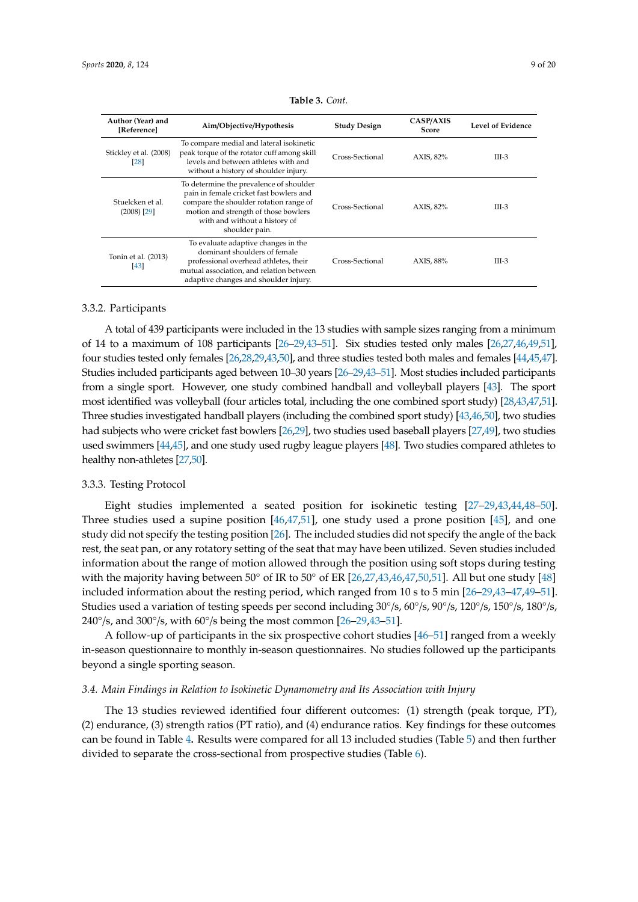**Table 3.** *Cont.*

| Author (Year) and [Reference] | Aim/Objective/Hypothesis | Study Design | CASP/AXIS Score | Level of Evidence |
|---|---|---|---|---|
| Stickley et al. (2008) [28] | To compare medial and lateral isokinetic peak torque of the rotator cuff among skill levels and between athletes with and without a history of shoulder injury. | Cross-Sectional | AXIS, 82% | III-3 |
| Stuelcken et al. (2008) [29] | To determine the prevalence of shoulder pain in female cricket fast bowlers and compare the shoulder rotation range of motion and strength of those bowlers with and without a history of shoulder pain. | Cross-Sectional | AXIS, 82% | III-3 |
| Tonin et al. (2013) [43] | To evaluate adaptive changes in the dominant shoulders of female professional overhead athletes, their mutual association, and relation between adaptive changes and shoulder injury. | Cross-Sectional | AXIS, 88% | III-3 |

#### 3.3.2. Participants

A total of 439 participants were included in the 13 studies with sample sizes ranging from a minimum of 14 to a maximum of 108 participants [26–29,43–51]. Six studies tested only males [26,27,46,49,51], four studies tested only females [26,28,29,43,50], and three studies tested both males and females [44,45,47]. Studies included participants aged between 10–30 years [26–29,43–51]. Most studies included participants from a single sport. However, one study combined handball and volleyball players [43]. The sport most identified was volleyball (four articles total, including the one combined sport study) [28,43,47,51]. Three studies investigated handball players (including the combined sport study) [43,46,50], two studies had subjects who were cricket fast bowlers [26,29], two studies used baseball players [27,49], two studies used swimmers [44,45], and one study used rugby league players [48]. Two studies compared athletes to healthy non-athletes [27,50].

#### 3.3.3. Testing Protocol

Eight studies implemented a seated position for isokinetic testing [27–29,43,44,48–50]. Three studies used a supine position [46,47,51], one study used a prone position [45], and one study did not specify the testing position [26]. The included studies did not specify the angle of the back rest, the seat pan, or any rotatory setting of the seat that may have been utilized. Seven studies included information about the range of motion allowed through the position using soft stops during testing with the majority having between 50° of IR to 50° of ER [26,27,43,46,47,50,51]. All but one study [48] included information about the resting period, which ranged from 10 s to 5 min [26–29,43–47,49–51]. Studies used a variation of testing speeds per second including 30°/s, 60°/s, 90°/s, 120°/s, 150°/s, 180°/s, 240°/s, and 300°/s, with 60°/s being the most common [26–29,43–51].

A follow-up of participants in the six prospective cohort studies [46–51] ranged from a weekly in-season questionnaire to monthly in-season questionnaires. No studies followed up the participants beyond a single sporting season.

### *3.4. Main Findings in Relation to Isokinetic Dynamometry and Its Association with Injury*

The 13 studies reviewed identified four different outcomes: (1) strength (peak torque, PT), (2) endurance, (3) strength ratios (PT ratio), and (4) endurance ratios. Key findings for these outcomes can be found in Table 4**.** Results were compared for all 13 included studies (Table 5) and then further divided to separate the cross-sectional from prospective studies (Table 6).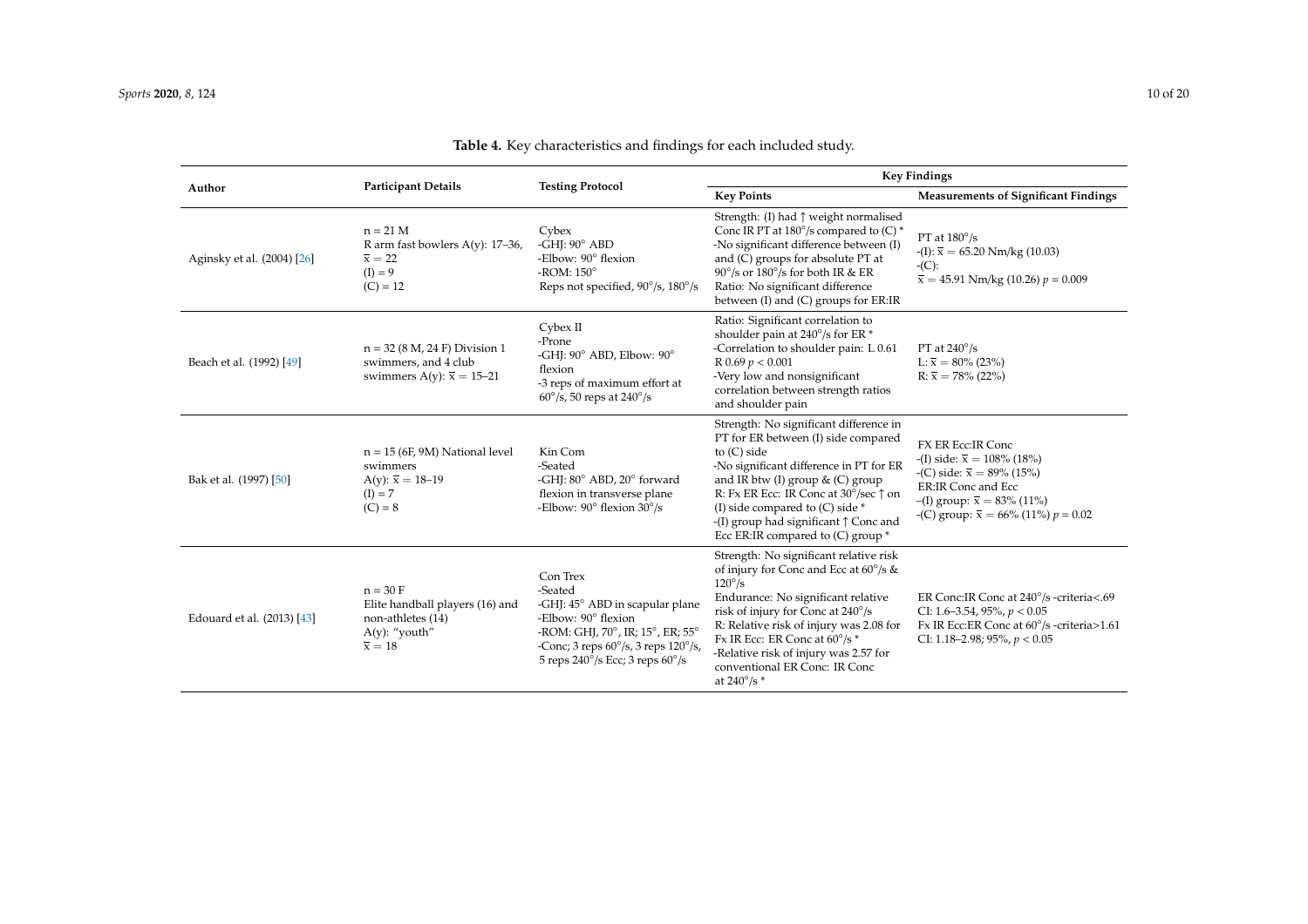**Table 4.** Key characteristics and findings for each included study.

| Author | Participant Details | Testing Protocol | Key Findings | |
|---|---|---|---|---|
| | | | **Key Points** | **Measurements of Significant Findings** |
| Aginsky et al. (2004) [26] | n = 21 M<br>R arm fast bowlers A(y): 17–36, $\overline{x} = 22$<br>(I) = 9<br>(C) = 12 | Cybex<br>-GHJ: 90° ABD<br>-Elbow: 90° flexion<br>-ROM: 150°<br>Reps not specified, 90°/s, 180°/s | Strength: (I) had ↑ weight normalised Conc IR PT at 180°/s compared to (C) *<br>-No significant difference between (I) and (C) groups for absolute PT at 90°/s or 180°/s for both IR & ER<br>Ratio: No significant difference between (I) and (C) groups for ER:IR | PT at 180°/s<br>-(I): $\overline{x}$ = 65.20 Nm/kg (10.03)<br>-(C):<br>$\overline{x}$ = 45.91 Nm/kg (10.26) $p = 0.009$ |
| Beach et al. (1992) [49] | n = 32 (8 M, 24 F) Division 1 swimmers, and 4 club swimmers A(y): $\overline{x}$ = 15–21 | Cybex II<br>-Prone<br>-GHJ: 90° ABD, Elbow: 90° flexion<br>-3 reps of maximum effort at 60°/s, 50 reps at 240°/s | Ratio: Significant correlation to shoulder pain at 240°/s for ER *<br>-Correlation to shoulder pain: L 0.61 R 0.69 $p < 0.001$<br>-Very low and nonsignificant correlation between strength ratios and shoulder pain | PT at 240°/s<br>L: $\overline{x}$ = 80% (23%)<br>R: $\overline{x}$ = 78% (22%) |
| Bak et al. (1997) [50] | n = 15 (6F, 9M) National level swimmers<br>A(y): $\overline{x}$ = 18–19<br>(I) = 7<br>(C) = 8 | Kin Com<br>-Seated<br>-GHJ: 80° ABD, 20° forward flexion in transverse plane<br>-Elbow: 90° flexion 30°/s | Strength: No significant difference in PT for ER between (I) side compared to (C) side<br>-No significant difference in PT for ER and IR btw (I) group & (C) group<br>R: Fx ER Ecc: IR Conc at 30°/sec ↑ on (I) side compared to (C) side *<br>-(I) group had significant ↑ Conc and Ecc ER:IR compared to (C) group * | FX ER Ecc:IR Conc<br>-(I) side: $\overline{x}$ = 108% (18%)<br>-(C) side: $\overline{x}$ = 89% (15%)<br>ER:IR Conc and Ecc<br>–(I) group: $\overline{x}$ = 83% (11%)<br>-(C) group: $\overline{x}$ = 66% (11%) $p = 0.02$ |
| Edouard et al. (2013) [43] | n = 30 F<br>Elite handball players (16) and non-athletes (14)<br>A(y): "youth"<br>$\overline{x} = 18$ | Con Trex<br>-Seated<br>-GHJ: 45° ABD in scapular plane<br>-ROM: GHJ, 70°, IR; 15°, ER; 55°<br>-Conc; 3 reps 60°/s, 3 reps 120°/s, 5 reps 240°/s Ecc; 3 reps 60°/s | Strength: No significant relative risk of injury for Conc and Ecc at 60°/s & 120°/s<br>Endurance: No significant relative risk of injury for Conc at 240°/s<br>R: Relative risk of injury was 2.08 for Fx IR Ecc: ER Conc at 60°/s *<br>-Relative risk of injury was 2.57 for conventional ER Conc: IR Conc at 240°/s * | ER Conc:IR Conc at 240°/s -criteria<.69<br>CI: 1.6–3.54, 95%, $p < 0.05$<br>Fx IR Ecc:ER Conc at 60°/s -criteria>1.61<br>CI: 1.18–2.98; 95%, $p < 0.05$ |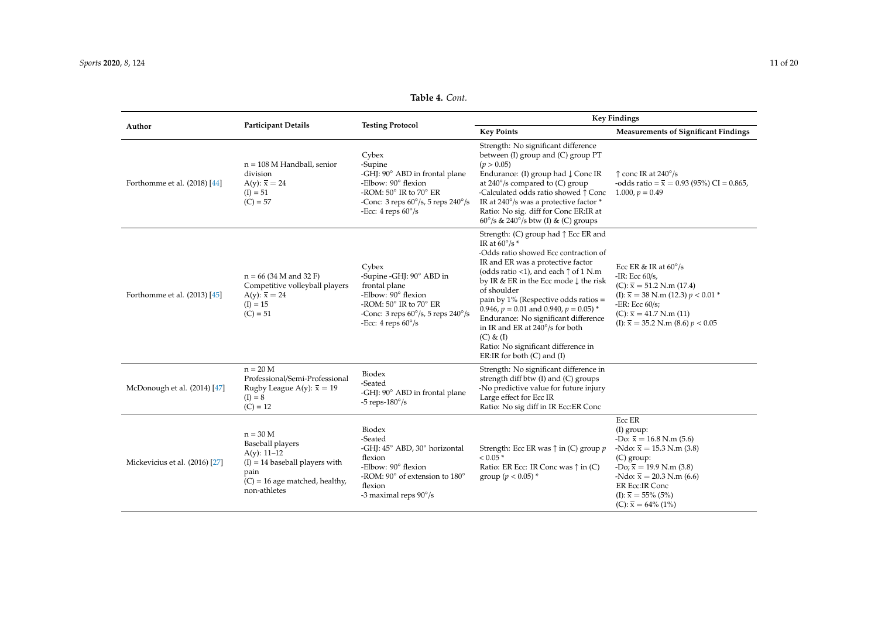**Table 4.** *Cont.*

| Author | Participant Details | Testing Protocol | Key Findings | |
|---|---|---|---|---|
| | | | Key Points | Measurements of Significant Findings |
| Forthomme et al. (2018) [44] | n = 108 M Handball, senior division<br>A(y): $\bar{x}$ = 24<br>(I) = 51<br>(C) = 57 | Cybex<br>-Supine<br>-GHJ: 90° ABD in frontal plane<br>-Elbow: 90° flexion<br>-ROM: 50° IR to 70° ER<br>-Conc: 3 reps 60°/s, 5 reps 240°/s<br>-Ecc: 4 reps 60°/s | Strength: No significant difference between (I) group and (C) group PT ($p > 0.05$)<br>Endurance: (I) group had ↓ Conc IR at 240°/s compared to (C) group<br>-Calculated odds ratio showed ↑ Conc IR at 240°/s was a protective factor *<br>Ratio: No sig. diff for Conc ER:IR at 60°/s & 240°/s btw (I) & (C) groups | ↑ conc IR at 240°/s<br>-odds ratio = $\bar{x}$ = 0.93 (95%) CI = 0.865, 1.000, $p = 0.49$ |
| Forthomme et al. (2013) [45] | n = 66 (34 M and 32 F)<br>Competitive volleyball players<br>A(y): $\bar{x}$ = 24<br>(I) = 15<br>(C) = 51 | Cybex<br>-Supine -GHJ: 90° ABD in frontal plane<br>-Elbow: 90° flexion<br>-ROM: 50° IR to 70° ER<br>-Conc: 3 reps 60°/s, 5 reps 240°/s<br>-Ecc: 4 reps 60°/s | Strength: (C) group had ↑ Ecc ER and IR at 60°/s *<br>-Odds ratio showed Ecc contraction of IR and ER was a protective factor (odds ratio <1), and each ↑ of 1 N.m by IR & ER in the Ecc mode ↓ the risk of shoulder pain by 1% (Respective odds ratios = 0.946, $p = 0.01$ and 0.940, $p = 0.05$) *<br>Endurance: No significant difference in IR and ER at 240°/s for both (C) & (I)<br>Ratio: No significant difference in ER:IR for both (C) and (I) | Ecc ER & IR at 60°/s<br>-IR: Ecc 60/s,<br>(C): $\bar{x}$ = 51.2 N.m (17.4)<br>(I): $\bar{x}$ = 38 N.m (12.3) $p < 0.01$ *<br>-ER: Ecc 60/s;<br>(C): $\bar{x}$ = 41.7 N.m (11)<br>(I): $\bar{x}$ = 35.2 N.m (8.6) $p < 0.05$ |
| McDonough et al. (2014) [47] | n = 20 M<br>Professional/Semi-Professional Rugby League A(y): $\bar{x}$ = 19<br>(I) = 8<br>(C) = 12 | Biodex<br>-Seated<br>-GHJ: 90° ABD in frontal plane<br>-5 reps-180°/s | Strength: No significant difference in strength diff btw (I) and (C) groups<br>-No predictive value for future injury Large effect for Ecc IR<br>Ratio: No sig diff in IR Ecc:ER Conc | |
| Mickevicius et al. (2016) [27] | n = 30 M<br>Baseball players<br>A(y): 11–12<br>(I) = 14 baseball players with pain<br>(C) = 16 age matched, healthy, non-athletes | Biodex<br>-Seated<br>-GHJ: 45° ABD, 30° horizontal flexion<br>-Elbow: 90° flexion<br>-ROM: 90° of extension to 180° flexion<br>-3 maximal reps 90°/s | Strength: Ecc ER was ↑ in (C) group $p < 0.05$ *<br>Ratio: ER Ecc: IR Conc was ↑ in (C) group ($p < 0.05$) * | Ecc ER<br>(I) group:<br>-Do: $\bar{x}$ = 16.8 N.m (5.6)<br>-Ndo: $\bar{x}$ = 15.3 N.m (3.8)<br>(C) group:<br>-Do; $\bar{x}$ = 19.9 N.m (3.8)<br>-Ndo: $\bar{x}$ = 20.3 N.m (6.6)<br>ER Ecc:IR Conc<br>(I): $\bar{x}$ = 55% (5%)<br>(C): $\bar{x}$ = 64% (1%) |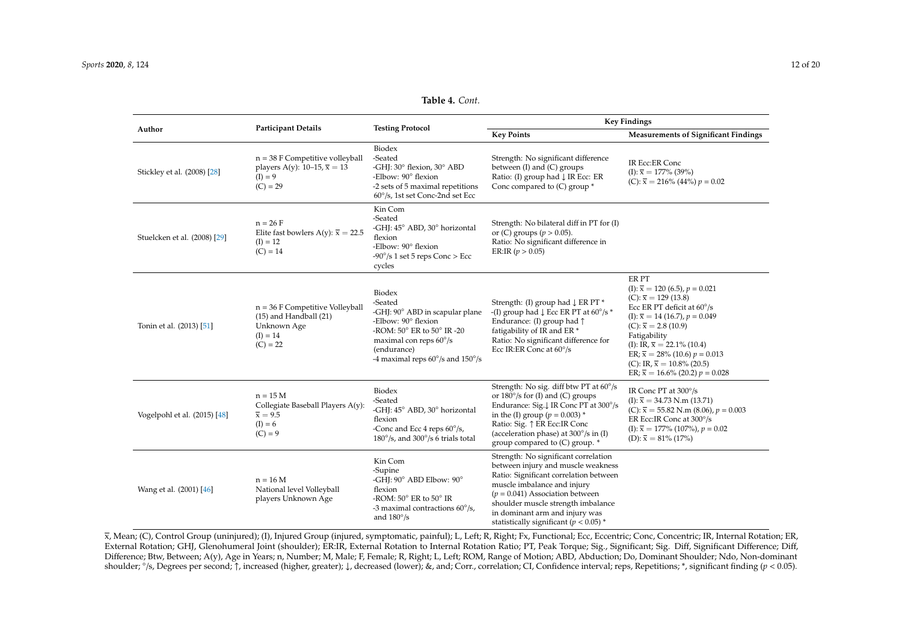**Table 4.** *Cont.*

| Author | Participant Details | Testing Protocol | Key Findings | |
|---|---|---|---|---|
| | | | **Key Points** | **Measurements of Significant Findings** |
| Stickley et al. (2008) [28] | n = 38 F Competitive volleyball players A(y): 10–15, $\overline{x}$ = 13<br>(I) = 9<br>(C) = 29 | Biodex<br>-Seated<br>-GHJ: 30° flexion, 30° ABD<br>-Elbow: 90° flexion<br>-2 sets of 5 maximal repetitions 60°/s, 1st set Conc-2nd set Ecc | Strength: No significant difference between (I) and (C) groups<br>Ratio: (I) group had ↓ IR Ecc: ER Conc compared to (C) group * | IR Ecc:ER Conc<br>(I): $\overline{x}$ = 177% (39%)<br>(C): $\overline{x}$ = 216% (44%) $p = 0.02$ |
| Stuelcken et al. (2008) [29] | n = 26 F<br>Elite fast bowlers A(y): $\overline{x}$ = 22.5<br>(I) = 12<br>(C) = 14 | Kin Com<br>-Seated<br>-GHJ: 45° ABD, 30° horizontal flexion<br>-Elbow: 90° flexion<br>-90°/s 1 set 5 reps Conc > Ecc cycles | Strength: No bilateral diff in PT for (I) or (C) groups ($p > 0.05$).<br>Ratio: No significant difference in ER:IR ($p > 0.05$) | |
| Tonin et al. (2013) [51] | n = 36 F Competitive Volleyball (15) and Handball (21)<br>Unknown Age<br>(I) = 14<br>(C) = 22 | Biodex<br>-Seated<br>-GHJ: 90° ABD in scapular plane<br>-Elbow: 90° flexion<br>-ROM: 50° ER to 50° IR -20 maximal con reps 60°/s (endurance)<br>-4 maximal reps 60°/s and 150°/s | Strength: (I) group had ↓ ER PT *<br>-(I) group had ↓ Ecc ER PT at 60°/s *<br>Endurance: (I) group had ↑ fatigability of IR and ER *<br>Ratio: No significant difference for Ecc IR:ER Conc at 60°/s | ER PT<br>(I): $\overline{x}$ = 120 (6.5), $p = 0.021$<br>(C): $\overline{x}$ = 129 (13.8)<br>Ecc ER PT deficit at 60°/s<br>(I): $\overline{x}$ = 14 (16.7), $p = 0.049$<br>(C): $\overline{x}$ = 2.8 (10.9)<br>Fatigability<br>(I): IR, $\overline{x}$ = 22.1% (10.4)<br>ER; $\overline{x}$ = 28% (10.6) $p = 0.013$<br>(C): IR, $\overline{x}$ = 10.8% (20.5)<br>ER; $\overline{x}$ = 16.6% (20.2) $p = 0.028$ |
| Vogelpohl et al. (2015) [48] | n = 15 M<br>Collegiate Baseball Players A(y): $\overline{x}$ = 9.5<br>(I) = 6<br>(C) = 9 | Biodex<br>-Seated<br>-GHJ: 45° ABD, 30° horizontal flexion<br>-Conc and Ecc 4 reps 60°/s, 180°/s, and 300°/s 6 trials total | Strength: No sig. diff btw PT at 60°/s or 180°/s for (I) and (C) groups<br>Endurance: Sig.↓ IR Conc PT at 300°/s in the (I) group ($p = 0.003$) *<br>Ratio: Sig. ↑ ER Ecc:IR Conc (acceleration phase) at 300°/s in (I) group compared to (C) group. * | IR Conc PT at 300°/s<br>(I): $\overline{x}$ = 34.73 N.m (13.71)<br>(C): $\overline{x}$ = 55.82 N.m (8.06), $p = 0.003$<br>ER Ecc:IR Conc at 300°/s<br>(I): $\overline{x}$ = 177% (107%), $p = 0.02$<br>(D): $\overline{x}$ = 81% (17%) |
| Wang et al. (2001) [46] | n = 16 M<br>National level Volleyball players Unknown Age | Kin Com<br>-Supine<br>-GHJ: 90° ABD Elbow: 90° flexion<br>-ROM: 50° ER to 50° IR<br>-3 maximal contractions 60°/s, and 180°/s | Strength: No significant correlation between injury and muscle weakness<br>Ratio: Significant correlation between muscle imbalance and injury ($p = 0.041$) Association between shoulder muscle strength imbalance in dominant arm and injury was statistically significant ($p < 0.05$) * | |

$\overline{x}$, Mean; (C), Control Group (uninjured); (I), Injured Group (injured, symptomatic, painful); L, Left; R, Right; Fx, Functional; Ecc, Eccentric; Conc, Concentric; IR, Internal Rotation; ER, External Rotation; GHJ, Glenohumeral Joint (shoulder); ER:IR, External Rotation to Internal Rotation Ratio; PT, Peak Torque; Sig., Significant; Sig. Diff, Significant Difference; Diff, Difference; Btw, Between; A(y), Age in Years; n, Number; M, Male; F, Female; R, Right; L, Left; ROM, Range of Motion; ABD, Abduction; Do, Dominant Shoulder; Ndo, Non-dominant shoulder; °/s, Degrees per second; ↑, increased (higher, greater); ↓, decreased (lower); &, and; Corr., correlation; CI, Confidence interval; reps, Repetitions; *, significant finding ($p < 0.05$).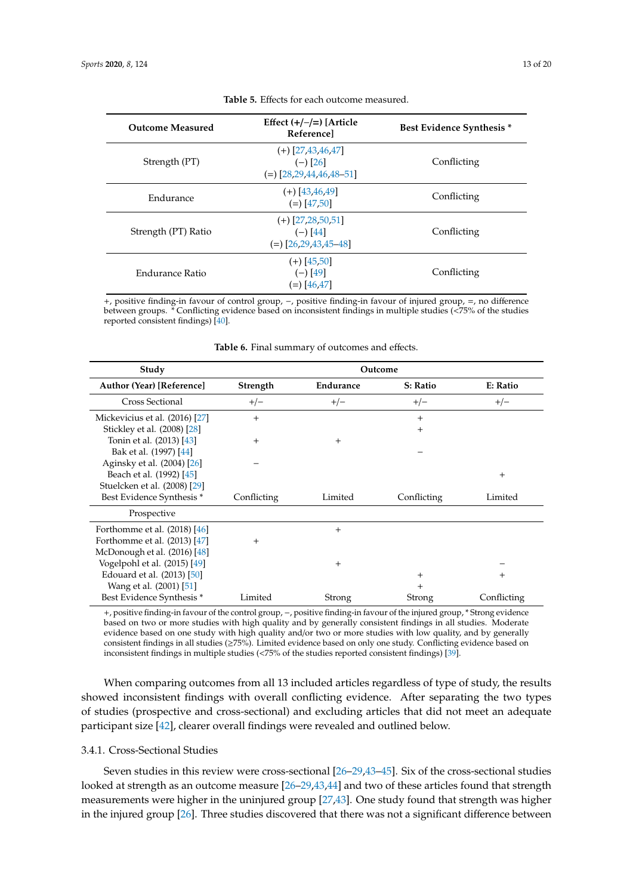**Table 5.** Effects for each outcome measured.

| Outcome Measured | Effect (+/−/=) [Article Reference] | Best Evidence Synthesis * |
|---|---|---|
| Strength (PT) | (+) [27,43,46,47]<br>(−) [26]<br>(=) [28,29,44,46,48–51] | Conflicting |
| Endurance | (+) [43,46,49]<br>(=) [47,50] | Conflicting |
| Strength (PT) Ratio | (+) [27,28,50,51]<br>(−) [44]<br>(=) [26,29,43,45–48] | Conflicting |
| Endurance Ratio | (+) [45,50]<br>(−) [49]<br>(=) [46,47] | Conflicting |

+, positive finding-in favour of control group, −, positive finding-in favour of injured group, =, no difference between groups. * Conflicting evidence based on inconsistent findings in multiple studies (<75% of the studies reported consistent findings) [40].

**Table 6.** Final summary of outcomes and effects.

| Study | Outcome | | | |
|---|---|---|---|---|
| Author (Year) [Reference] | Strength | Endurance | S: Ratio | E: Ratio |
| Cross Sectional | +/− | +/− | +/− | +/− |
| Mickevicius et al. (2016) [27] | + | | + | |
| Stickley et al. (2008) [28] | | | + | |
| Tonin et al. (2013) [43] | + | + | | |
| Bak et al. (1997) [44] | | | − | |
| Aginsky et al. (2004) [26] | − | | | |
| Beach et al. (1992) [45] | | | | + |
| Stuelcken et al. (2008) [29] | | | | |
| Best Evidence Synthesis * | Conflicting | Limited | Conflicting | Limited |
| Prospective | | | | |
| Forthomme et al. (2018) [46] | | + | | |
| Forthomme et al. (2013) [47] | + | | | |
| McDonough et al. (2016) [48] | | | | |
| Vogelpohl et al. (2015) [49] | | + | | − |
| Edouard et al. (2013) [50] | | | + | + |
| Wang et al. (2001) [51] | | | + | |
| Best Evidence Synthesis * | Limited | Strong | Strong | Conflicting |

+, positive finding-in favour of the control group, −, positive finding-in favour of the injured group, * Strong evidence based on two or more studies with high quality and by generally consistent findings in all studies. Moderate evidence based on one study with high quality and/or two or more studies with low quality, and by generally consistent findings in all studies (≥75%). Limited evidence based on only one study. Conflicting evidence based on inconsistent findings in multiple studies (<75% of the studies reported consistent findings) [39].

When comparing outcomes from all 13 included articles regardless of type of study, the results showed inconsistent findings with overall conflicting evidence. After separating the two types of studies (prospective and cross-sectional) and excluding articles that did not meet an adequate participant size [42], clearer overall findings were revealed and outlined below.

#### 3.4.1. Cross-Sectional Studies

Seven studies in this review were cross-sectional [26–29,43–45]. Six of the cross-sectional studies looked at strength as an outcome measure [26–29,43,44] and two of these articles found that strength measurements were higher in the uninjured group [27,43]. One study found that strength was higher in the injured group [26]. Three studies discovered that there was not a significant difference between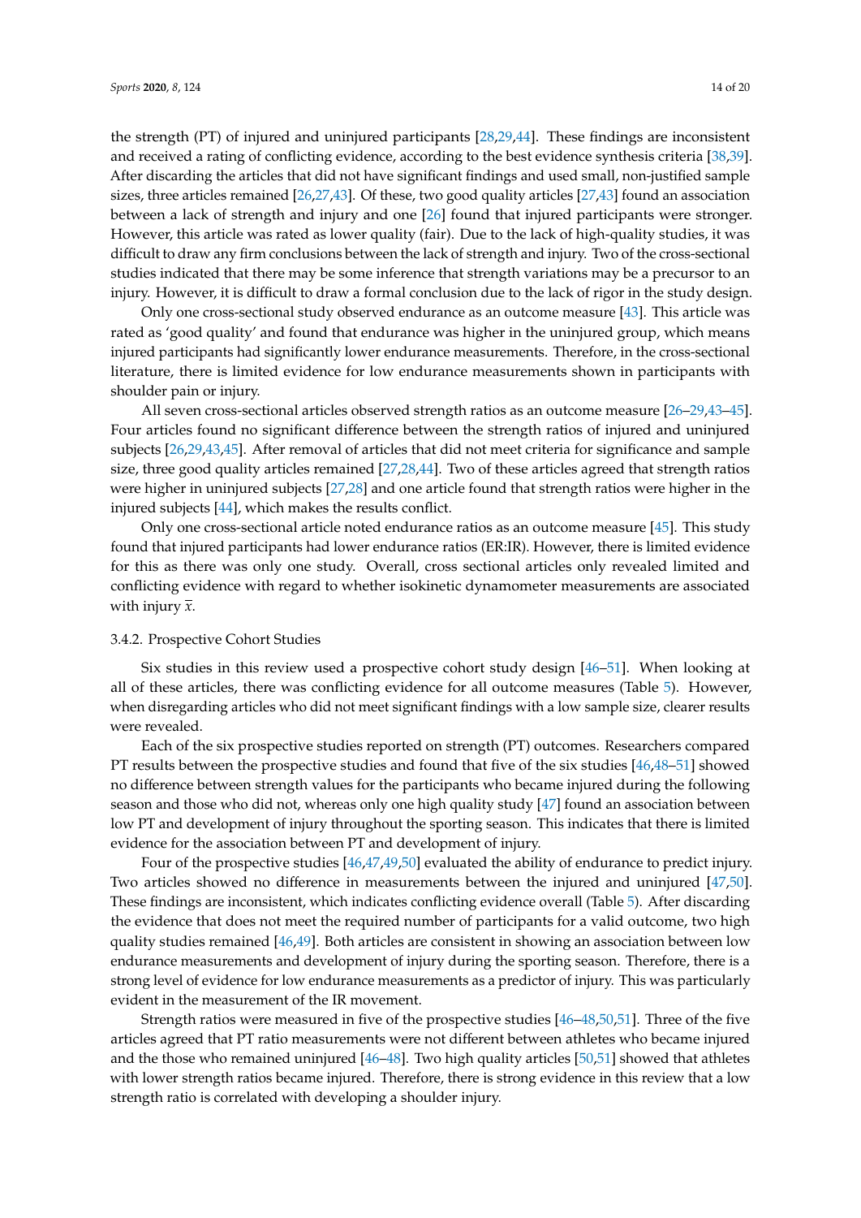the strength (PT) of injured and uninjured participants [28,29,44]. These findings are inconsistent and received a rating of conflicting evidence, according to the best evidence synthesis criteria [38,39]. After discarding the articles that did not have significant findings and used small, non-justified sample sizes, three articles remained [26,27,43]. Of these, two good quality articles [27,43] found an association between a lack of strength and injury and one [26] found that injured participants were stronger. However, this article was rated as lower quality (fair). Due to the lack of high-quality studies, it was difficult to draw any firm conclusions between the lack of strength and injury. Two of the cross-sectional studies indicated that there may be some inference that strength variations may be a precursor to an injury. However, it is difficult to draw a formal conclusion due to the lack of rigor in the study design.

Only one cross-sectional study observed endurance as an outcome measure [43]. This article was rated as 'good quality' and found that endurance was higher in the uninjured group, which means injured participants had significantly lower endurance measurements. Therefore, in the cross-sectional literature, there is limited evidence for low endurance measurements shown in participants with shoulder pain or injury.

All seven cross-sectional articles observed strength ratios as an outcome measure [26–29,43–45]. Four articles found no significant difference between the strength ratios of injured and uninjured subjects [26,29,43,45]. After removal of articles that did not meet criteria for significance and sample size, three good quality articles remained [27,28,44]. Two of these articles agreed that strength ratios were higher in uninjured subjects [27,28] and one article found that strength ratios were higher in the injured subjects [44], which makes the results conflict.

Only one cross-sectional article noted endurance ratios as an outcome measure [45]. This study found that injured participants had lower endurance ratios (ER:IR). However, there is limited evidence for this as there was only one study. Overall, cross sectional articles only revealed limited and conflicting evidence with regard to whether isokinetic dynamometer measurements are associated with injury $\overline{x}$.

### 3.4.2. Prospective Cohort Studies

Six studies in this review used a prospective cohort study design [46–51]. When looking at all of these articles, there was conflicting evidence for all outcome measures (Table 5). However, when disregarding articles who did not meet significant findings with a low sample size, clearer results were revealed.

Each of the six prospective studies reported on strength (PT) outcomes. Researchers compared PT results between the prospective studies and found that five of the six studies [46,48–51] showed no difference between strength values for the participants who became injured during the following season and those who did not, whereas only one high quality study [47] found an association between low PT and development of injury throughout the sporting season. This indicates that there is limited evidence for the association between PT and development of injury.

Four of the prospective studies [46,47,49,50] evaluated the ability of endurance to predict injury. Two articles showed no difference in measurements between the injured and uninjured [47,50]. These findings are inconsistent, which indicates conflicting evidence overall (Table 5). After discarding the evidence that does not meet the required number of participants for a valid outcome, two high quality studies remained [46,49]. Both articles are consistent in showing an association between low endurance measurements and development of injury during the sporting season. Therefore, there is a strong level of evidence for low endurance measurements as a predictor of injury. This was particularly evident in the measurement of the IR movement.

Strength ratios were measured in five of the prospective studies [46–48,50,51]. Three of the five articles agreed that PT ratio measurements were not different between athletes who became injured and the those who remained uninjured [46–48]. Two high quality articles [50,51] showed that athletes with lower strength ratios became injured. Therefore, there is strong evidence in this review that a low strength ratio is correlated with developing a shoulder injury.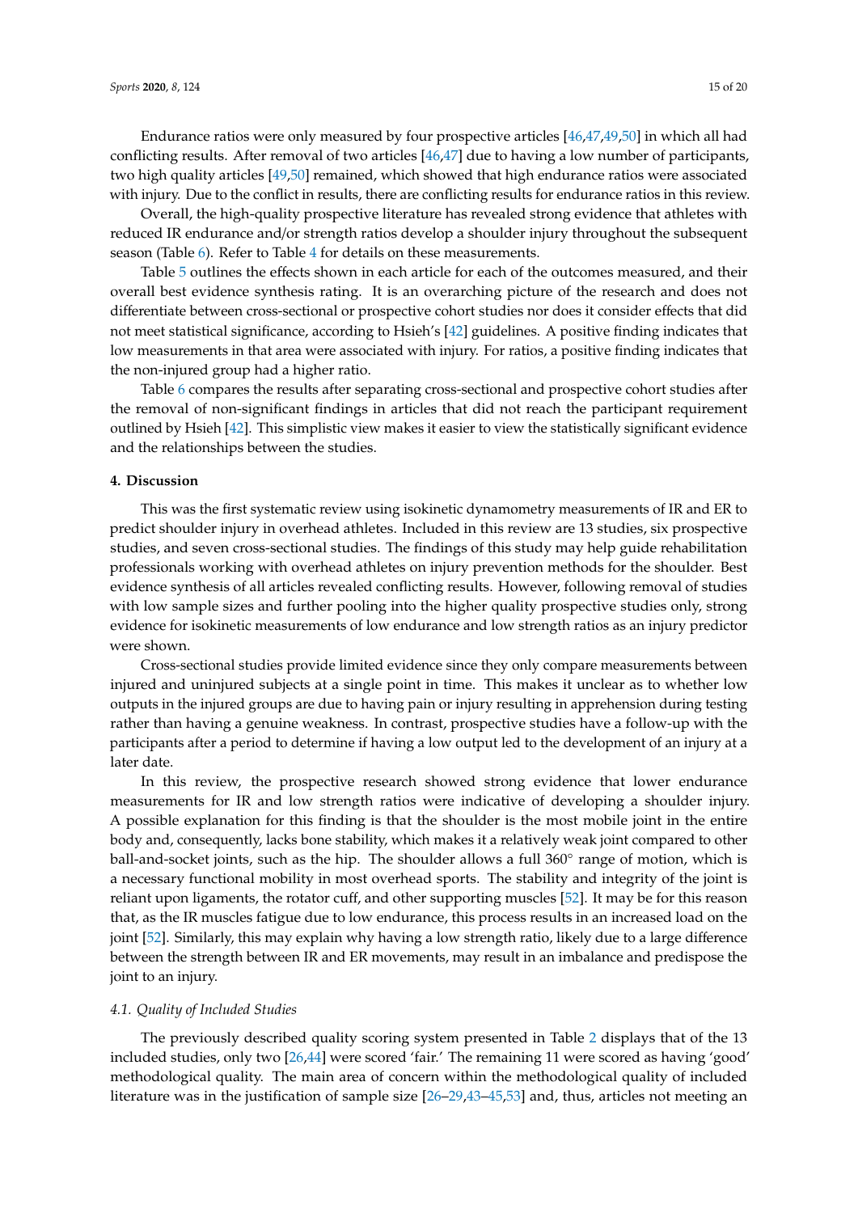Endurance ratios were only measured by four prospective articles [46,47,49,50] in which all had conflicting results. After removal of two articles [46,47] due to having a low number of participants, two high quality articles [49,50] remained, which showed that high endurance ratios were associated with injury. Due to the conflict in results, there are conflicting results for endurance ratios in this review.

Overall, the high-quality prospective literature has revealed strong evidence that athletes with reduced IR endurance and/or strength ratios develop a shoulder injury throughout the subsequent season (Table 6). Refer to Table 4 for details on these measurements.

Table 5 outlines the effects shown in each article for each of the outcomes measured, and their overall best evidence synthesis rating. It is an overarching picture of the research and does not differentiate between cross-sectional or prospective cohort studies nor does it consider effects that did not meet statistical significance, according to Hsieh's [42] guidelines. A positive finding indicates that low measurements in that area were associated with injury. For ratios, a positive finding indicates that the non-injured group had a higher ratio.

Table 6 compares the results after separating cross-sectional and prospective cohort studies after the removal of non-significant findings in articles that did not reach the participant requirement outlined by Hsieh [42]. This simplistic view makes it easier to view the statistically significant evidence and the relationships between the studies.

## 4. Discussion

This was the first systematic review using isokinetic dynamometry measurements of IR and ER to predict shoulder injury in overhead athletes. Included in this review are 13 studies, six prospective studies, and seven cross-sectional studies. The findings of this study may help guide rehabilitation professionals working with overhead athletes on injury prevention methods for the shoulder. Best evidence synthesis of all articles revealed conflicting results. However, following removal of studies with low sample sizes and further pooling into the higher quality prospective studies only, strong evidence for isokinetic measurements of low endurance and low strength ratios as an injury predictor were shown.

Cross-sectional studies provide limited evidence since they only compare measurements between injured and uninjured subjects at a single point in time. This makes it unclear as to whether low outputs in the injured groups are due to having pain or injury resulting in apprehension during testing rather than having a genuine weakness. In contrast, prospective studies have a follow-up with the participants after a period to determine if having a low output led to the development of an injury at a later date.

In this review, the prospective research showed strong evidence that lower endurance measurements for IR and low strength ratios were indicative of developing a shoulder injury. A possible explanation for this finding is that the shoulder is the most mobile joint in the entire body and, consequently, lacks bone stability, which makes it a relatively weak joint compared to other ball-and-socket joints, such as the hip. The shoulder allows a full 360° range of motion, which is a necessary functional mobility in most overhead sports. The stability and integrity of the joint is reliant upon ligaments, the rotator cuff, and other supporting muscles [52]. It may be for this reason that, as the IR muscles fatigue due to low endurance, this process results in an increased load on the joint [52]. Similarly, this may explain why having a low strength ratio, likely due to a large difference between the strength between IR and ER movements, may result in an imbalance and predispose the joint to an injury.

### 4.1. Quality of Included Studies

The previously described quality scoring system presented in Table 2 displays that of the 13 included studies, only two [26,44] were scored 'fair.' The remaining 11 were scored as having 'good' methodological quality. The main area of concern within the methodological quality of included literature was in the justification of sample size [26–29,43–45,53] and, thus, articles not meeting an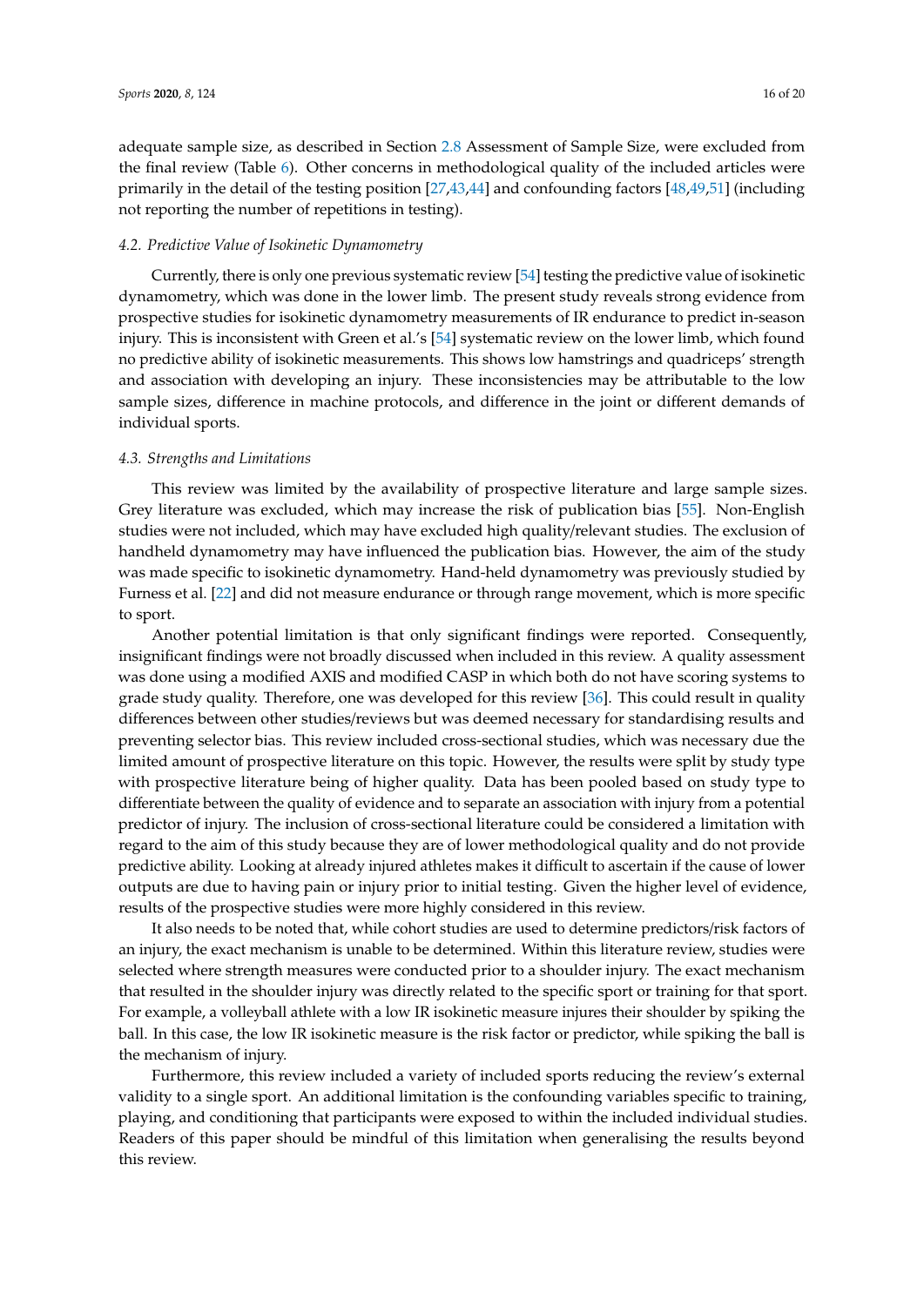adequate sample size, as described in Section 2.8 Assessment of Sample Size, were excluded from the final review (Table 6). Other concerns in methodological quality of the included articles were primarily in the detail of the testing position [27,43,44] and confounding factors [48,49,51] (including not reporting the number of repetitions in testing).

### *4.2. Predictive Value of Isokinetic Dynamometry*

Currently, there is only one previous systematic review [54] testing the predictive value of isokinetic dynamometry, which was done in the lower limb. The present study reveals strong evidence from prospective studies for isokinetic dynamometry measurements of IR endurance to predict in-season injury. This is inconsistent with Green et al.'s [54] systematic review on the lower limb, which found no predictive ability of isokinetic measurements. This shows low hamstrings and quadriceps' strength and association with developing an injury. These inconsistencies may be attributable to the low sample sizes, difference in machine protocols, and difference in the joint or different demands of individual sports.

### *4.3. Strengths and Limitations*

This review was limited by the availability of prospective literature and large sample sizes. Grey literature was excluded, which may increase the risk of publication bias [55]. Non-English studies were not included, which may have excluded high quality/relevant studies. The exclusion of handheld dynamometry may have influenced the publication bias. However, the aim of the study was made specific to isokinetic dynamometry. Hand-held dynamometry was previously studied by Furness et al. [22] and did not measure endurance or through range movement, which is more specific to sport.

Another potential limitation is that only significant findings were reported. Consequently, insignificant findings were not broadly discussed when included in this review. A quality assessment was done using a modified AXIS and modified CASP in which both do not have scoring systems to grade study quality. Therefore, one was developed for this review [36]. This could result in quality differences between other studies/reviews but was deemed necessary for standardising results and preventing selector bias. This review included cross-sectional studies, which was necessary due the limited amount of prospective literature on this topic. However, the results were split by study type with prospective literature being of higher quality. Data has been pooled based on study type to differentiate between the quality of evidence and to separate an association with injury from a potential predictor of injury. The inclusion of cross-sectional literature could be considered a limitation with regard to the aim of this study because they are of lower methodological quality and do not provide predictive ability. Looking at already injured athletes makes it difficult to ascertain if the cause of lower outputs are due to having pain or injury prior to initial testing. Given the higher level of evidence, results of the prospective studies were more highly considered in this review.

It also needs to be noted that, while cohort studies are used to determine predictors/risk factors of an injury, the exact mechanism is unable to be determined. Within this literature review, studies were selected where strength measures were conducted prior to a shoulder injury. The exact mechanism that resulted in the shoulder injury was directly related to the specific sport or training for that sport. For example, a volleyball athlete with a low IR isokinetic measure injures their shoulder by spiking the ball. In this case, the low IR isokinetic measure is the risk factor or predictor, while spiking the ball is the mechanism of injury.

Furthermore, this review included a variety of included sports reducing the review's external validity to a single sport. An additional limitation is the confounding variables specific to training, playing, and conditioning that participants were exposed to within the included individual studies. Readers of this paper should be mindful of this limitation when generalising the results beyond this review.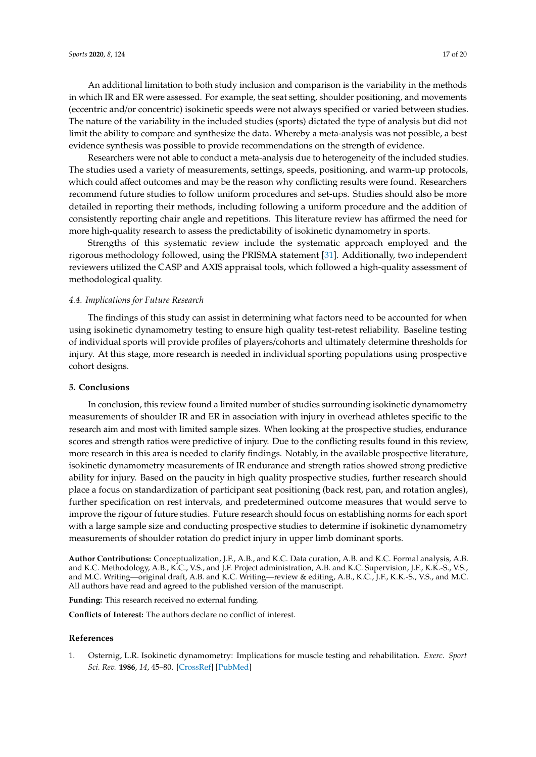An additional limitation to both study inclusion and comparison is the variability in the methods in which IR and ER were assessed. For example, the seat setting, shoulder positioning, and movements (eccentric and/or concentric) isokinetic speeds were not always specified or varied between studies. The nature of the variability in the included studies (sports) dictated the type of analysis but did not limit the ability to compare and synthesize the data. Whereby a meta-analysis was not possible, a best evidence synthesis was possible to provide recommendations on the strength of evidence.

Researchers were not able to conduct a meta-analysis due to heterogeneity of the included studies. The studies used a variety of measurements, settings, speeds, positioning, and warm-up protocols, which could affect outcomes and may be the reason why conflicting results were found. Researchers recommend future studies to follow uniform procedures and set-ups. Studies should also be more detailed in reporting their methods, including following a uniform procedure and the addition of consistently reporting chair angle and repetitions. This literature review has affirmed the need for more high-quality research to assess the predictability of isokinetic dynamometry in sports.

Strengths of this systematic review include the systematic approach employed and the rigorous methodology followed, using the PRISMA statement [31]. Additionally, two independent reviewers utilized the CASP and AXIS appraisal tools, which followed a high-quality assessment of methodological quality.

### *4.4. Implications for Future Research*

The findings of this study can assist in determining what factors need to be accounted for when using isokinetic dynamometry testing to ensure high quality test-retest reliability. Baseline testing of individual sports will provide profiles of players/cohorts and ultimately determine thresholds for injury. At this stage, more research is needed in individual sporting populations using prospective cohort designs.

## **5. Conclusions**

In conclusion, this review found a limited number of studies surrounding isokinetic dynamometry measurements of shoulder IR and ER in association with injury in overhead athletes specific to the research aim and most with limited sample sizes. When looking at the prospective studies, endurance scores and strength ratios were predictive of injury. Due to the conflicting results found in this review, more research in this area is needed to clarify findings. Notably, in the available prospective literature, isokinetic dynamometry measurements of IR endurance and strength ratios showed strong predictive ability for injury. Based on the paucity in high quality prospective studies, further research should place a focus on standardization of participant seat positioning (back rest, pan, and rotation angles), further specification on rest intervals, and predetermined outcome measures that would serve to improve the rigour of future studies. Future research should focus on establishing norms for each sport with a large sample size and conducting prospective studies to determine if isokinetic dynamometry measurements of shoulder rotation do predict injury in upper limb dominant sports.

**Author Contributions:** Conceptualization, J.F., A.B., and K.C. Data curation, A.B. and K.C. Formal analysis, A.B. and K.C. Methodology, A.B., K.C., V.S., and J.F. Project administration, A.B. and K.C. Supervision, J.F., K.K.-S., V.S., and M.C. Writing—original draft, A.B. and K.C. Writing—review & editing, A.B., K.C., J.F., K.K.-S., V.S., and M.C. All authors have read and agreed to the published version of the manuscript.

**Funding:** This research received no external funding.

**Conflicts of Interest:** The authors declare no conflict of interest.

## **References**

1. Osternig, L.R. Isokinetic dynamometry: Implications for muscle testing and rehabilitation. *Exerc. Sport Sci. Rev.* **1986**, *14*, 45–80. [CrossRef] [PubMed]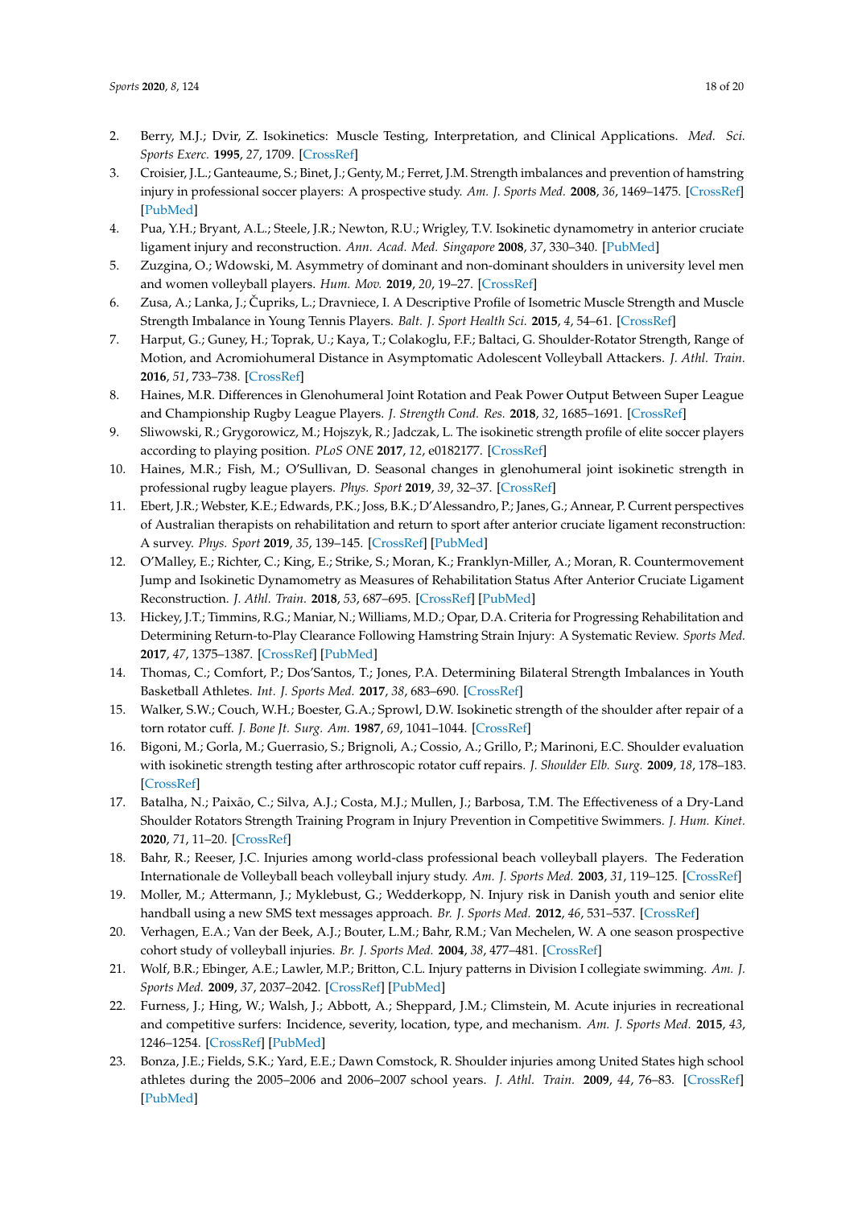2. Berry, M.J.; Dvir, Z. Isokinetics: Muscle Testing, Interpretation, and Clinical Applications. *Med. Sci. Sports Exerc.* **1995**, *27*, 1709. [CrossRef]
3. Croisier, J.L.; Ganteaume, S.; Binet, J.; Genty, M.; Ferret, J.M. Strength imbalances and prevention of hamstring injury in professional soccer players: A prospective study. *Am. J. Sports Med.* **2008**, *36*, 1469–1475. [CrossRef] [PubMed]
4. Pua, Y.H.; Bryant, A.L.; Steele, J.R.; Newton, R.U.; Wrigley, T.V. Isokinetic dynamometry in anterior cruciate ligament injury and reconstruction. *Ann. Acad. Med. Singapore* **2008**, *37*, 330–340. [PubMed]
5. Zuzgina, O.; Wdowski, M. Asymmetry of dominant and non-dominant shoulders in university level men and women volleyball players. *Hum. Mov.* **2019**, *20*, 19–27. [CrossRef]
6. Zusa, A.; Lanka, J.; Čupriks, L.; Dravniece, I. A Descriptive Profile of Isometric Muscle Strength and Muscle Strength Imbalance in Young Tennis Players. *Balt. J. Sport Health Sci.* **2015**, *4*, 54–61. [CrossRef]
7. Harput, G.; Guney, H.; Toprak, U.; Kaya, T.; Colakoglu, F.F.; Baltaci, G. Shoulder-Rotator Strength, Range of Motion, and Acromiohumeral Distance in Asymptomatic Adolescent Volleyball Attackers. *J. Athl. Train.* **2016**, *51*, 733–738. [CrossRef]
8. Haines, M.R. Differences in Glenohumeral Joint Rotation and Peak Power Output Between Super League and Championship Rugby League Players. *J. Strength Cond. Res.* **2018**, *32*, 1685–1691. [CrossRef]
9. Sliwowski, R.; Grygorowicz, M.; Hojszyk, R.; Jadczak, L. The isokinetic strength profile of elite soccer players according to playing position. *PLoS ONE* **2017**, *12*, e0182177. [CrossRef]
10. Haines, M.R.; Fish, M.; O'Sullivan, D. Seasonal changes in glenohumeral joint isokinetic strength in professional rugby league players. *Phys. Sport* **2019**, *39*, 32–37. [CrossRef]
11. Ebert, J.R.; Webster, K.E.; Edwards, P.K.; Joss, B.K.; D'Alessandro, P.; Janes, G.; Annear, P. Current perspectives of Australian therapists on rehabilitation and return to sport after anterior cruciate ligament reconstruction: A survey. *Phys. Sport* **2019**, *35*, 139–145. [CrossRef] [PubMed]
12. O'Malley, E.; Richter, C.; King, E.; Strike, S.; Moran, K.; Franklyn-Miller, A.; Moran, R. Countermovement Jump and Isokinetic Dynamometry as Measures of Rehabilitation Status After Anterior Cruciate Ligament Reconstruction. *J. Athl. Train.* **2018**, *53*, 687–695. [CrossRef] [PubMed]
13. Hickey, J.T.; Timmins, R.G.; Maniar, N.; Williams, M.D.; Opar, D.A. Criteria for Progressing Rehabilitation and Determining Return-to-Play Clearance Following Hamstring Strain Injury: A Systematic Review. *Sports Med.* **2017**, *47*, 1375–1387. [CrossRef] [PubMed]
14. Thomas, C.; Comfort, P.; Dos'Santos, T.; Jones, P.A. Determining Bilateral Strength Imbalances in Youth Basketball Athletes. *Int. J. Sports Med.* **2017**, *38*, 683–690. [CrossRef]
15. Walker, S.W.; Couch, W.H.; Boester, G.A.; Sprowl, D.W. Isokinetic strength of the shoulder after repair of a torn rotator cuff. *J. Bone Jt. Surg. Am.* **1987**, *69*, 1041–1044. [CrossRef]
16. Bigoni, M.; Gorla, M.; Guerrasio, S.; Brignoli, A.; Cossio, A.; Grillo, P.; Marinoni, E.C. Shoulder evaluation with isokinetic strength testing after arthroscopic rotator cuff repairs. *J. Shoulder Elb. Surg.* **2009**, *18*, 178–183. [CrossRef]
17. Batalha, N.; Paixão, C.; Silva, A.J.; Costa, M.J.; Mullen, J.; Barbosa, T.M. The Effectiveness of a Dry-Land Shoulder Rotators Strength Training Program in Injury Prevention in Competitive Swimmers. *J. Hum. Kinet.* **2020**, *71*, 11–20. [CrossRef]
18. Bahr, R.; Reeser, J.C. Injuries among world-class professional beach volleyball players. The Federation Internationale de Volleyball beach volleyball injury study. *Am. J. Sports Med.* **2003**, *31*, 119–125. [CrossRef]
19. Moller, M.; Attermann, J.; Myklebust, G.; Wedderkopp, N. Injury risk in Danish youth and senior elite handball using a new SMS text messages approach. *Br. J. Sports Med.* **2012**, *46*, 531–537. [CrossRef]
20. Verhagen, E.A.; Van der Beek, A.J.; Bouter, L.M.; Bahr, R.M.; Van Mechelen, W. A one season prospective cohort study of volleyball injuries. *Br. J. Sports Med.* **2004**, *38*, 477–481. [CrossRef]
21. Wolf, B.R.; Ebinger, A.E.; Lawler, M.P.; Britton, C.L. Injury patterns in Division I collegiate swimming. *Am. J. Sports Med.* **2009**, *37*, 2037–2042. [CrossRef] [PubMed]
22. Furness, J.; Hing, W.; Walsh, J.; Abbott, A.; Sheppard, J.M.; Climstein, M. Acute injuries in recreational and competitive surfers: Incidence, severity, location, type, and mechanism. *Am. J. Sports Med.* **2015**, *43*, 1246–1254. [CrossRef] [PubMed]
23. Bonza, J.E.; Fields, S.K.; Yard, E.E.; Dawn Comstock, R. Shoulder injuries among United States high school athletes during the 2005–2006 and 2006–2007 school years. *J. Athl. Train.* **2009**, *44*, 76–83. [CrossRef] [PubMed]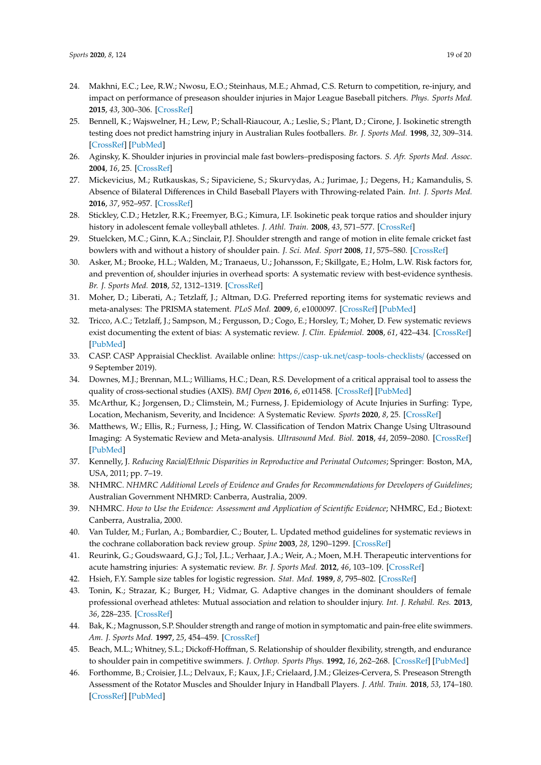24. Makhni, E.C.; Lee, R.W.; Nwosu, E.O.; Steinhaus, M.E.; Ahmad, C.S. Return to competition, re-injury, and impact on performance of preseason shoulder injuries in Major League Baseball pitchers. *Phys. Sports Med.* **2015**, *43*, 300–306. [CrossRef]
25. Bennell, K.; Wajswelner, H.; Lew, P.; Schall-Riaucour, A.; Leslie, S.; Plant, D.; Cirone, J. Isokinetic strength testing does not predict hamstring injury in Australian Rules footballers. *Br. J. Sports Med.* **1998**, *32*, 309–314. [CrossRef] [PubMed]
26. Aginsky, K. Shoulder injuries in provincial male fast bowlers–predisposing factors. *S. Afr. Sports Med. Assoc.* **2004**, *16*, 25. [CrossRef]
27. Mickevicius, M.; Rutkauskas, S.; Sipaviciene, S.; Skurvydas, A.; Jurimae, J.; Degens, H.; Kamandulis, S. Absence of Bilateral Differences in Child Baseball Players with Throwing-related Pain. *Int. J. Sports Med.* **2016**, *37*, 952–957. [CrossRef]
28. Stickley, C.D.; Hetzler, R.K.; Freemyer, B.G.; Kimura, I.F. Isokinetic peak torque ratios and shoulder injury history in adolescent female volleyball athletes. *J. Athl. Train.* **2008**, *43*, 571–577. [CrossRef]
29. Stuelcken, M.C.; Ginn, K.A.; Sinclair, P.J. Shoulder strength and range of motion in elite female cricket fast bowlers with and without a history of shoulder pain. *J. Sci. Med. Sport* **2008**, *11*, 575–580. [CrossRef]
30. Asker, M.; Brooke, H.L.; Walden, M.; Tranaeus, U.; Johansson, F.; Skillgate, E.; Holm, L.W. Risk factors for, and prevention of, shoulder injuries in overhead sports: A systematic review with best-evidence synthesis. *Br. J. Sports Med.* **2018**, *52*, 1312–1319. [CrossRef]
31. Moher, D.; Liberati, A.; Tetzlaff, J.; Altman, D.G. Preferred reporting items for systematic reviews and meta-analyses: The PRISMA statement. *PLoS Med.* **2009**, *6*, e1000097. [CrossRef] [PubMed]
32. Tricco, A.C.; Tetzlaff, J.; Sampson, M.; Fergusson, D.; Cogo, E.; Horsley, T.; Moher, D. Few systematic reviews exist documenting the extent of bias: A systematic review. *J. Clin. Epidemiol.* **2008**, *61*, 422–434. [CrossRef] [PubMed]
33. CASP. CASP Appraisial Checklist. Available online: https://casp-uk.net/casp-tools-checklists/ (accessed on 9 September 2019).
34. Downes, M.J.; Brennan, M.L.; Williams, H.C.; Dean, R.S. Development of a critical appraisal tool to assess the quality of cross-sectional studies (AXIS). *BMJ Open* **2016**, *6*, e011458. [CrossRef] [PubMed]
35. McArthur, K.; Jorgensen, D.; Climstein, M.; Furness, J. Epidemiology of Acute Injuries in Surfing: Type, Location, Mechanism, Severity, and Incidence: A Systematic Review. *Sports* **2020**, *8*, 25. [CrossRef]
36. Matthews, W.; Ellis, R.; Furness, J.; Hing, W. Classification of Tendon Matrix Change Using Ultrasound Imaging: A Systematic Review and Meta-analysis. *Ultrasound Med. Biol.* **2018**, *44*, 2059–2080. [CrossRef] [PubMed]
37. Kennelly, J. *Reducing Racial/Ethnic Disparities in Reproductive and Perinatal Outcomes*; Springer: Boston, MA, USA, 2011; pp. 7–19.
38. NHMRC. *NHMRC Additional Levels of Evidence and Grades for Recommendations for Developers of Guidelines*; Australian Government NHMRD: Canberra, Australia, 2009.
39. NHMRC. *How to Use the Evidence: Assessment and Application of Scientific Evidence*; NHMRC, Ed.; Biotext: Canberra, Australia, 2000.
40. Van Tulder, M.; Furlan, A.; Bombardier, C.; Bouter, L. Updated method guidelines for systematic reviews in the cochrane collaboration back review group. *Spine* **2003**, *28*, 1290–1299. [CrossRef]
41. Reurink, G.; Goudswaard, G.J.; Tol, J.L.; Verhaar, J.A.; Weir, A.; Moen, M.H. Therapeutic interventions for acute hamstring injuries: A systematic review. *Br. J. Sports Med.* **2012**, *46*, 103–109. [CrossRef]
42. Hsieh, F.Y. Sample size tables for logistic regression. *Stat. Med.* **1989**, *8*, 795–802. [CrossRef]
43. Tonin, K.; Strazar, K.; Burger, H.; Vidmar, G. Adaptive changes in the dominant shoulders of female professional overhead athletes: Mutual association and relation to shoulder injury. *Int. J. Rehabil. Res.* **2013**, *36*, 228–235. [CrossRef]
44. Bak, K.; Magnusson, S.P. Shoulder strength and range of motion in symptomatic and pain-free elite swimmers. *Am. J. Sports Med.* **1997**, *25*, 454–459. [CrossRef]
45. Beach, M.L.; Whitney, S.L.; Dickoff-Hoffman, S. Relationship of shoulder flexibility, strength, and endurance to shoulder pain in competitive swimmers. *J. Orthop. Sports Phys.* **1992**, *16*, 262–268. [CrossRef] [PubMed]
46. Forthomme, B.; Croisier, J.L.; Delvaux, F.; Kaux, J.F.; Crielaard, J.M.; Gleizes-Cervera, S. Preseason Strength Assessment of the Rotator Muscles and Shoulder Injury in Handball Players. *J. Athl. Train.* **2018**, *53*, 174–180. [CrossRef] [PubMed]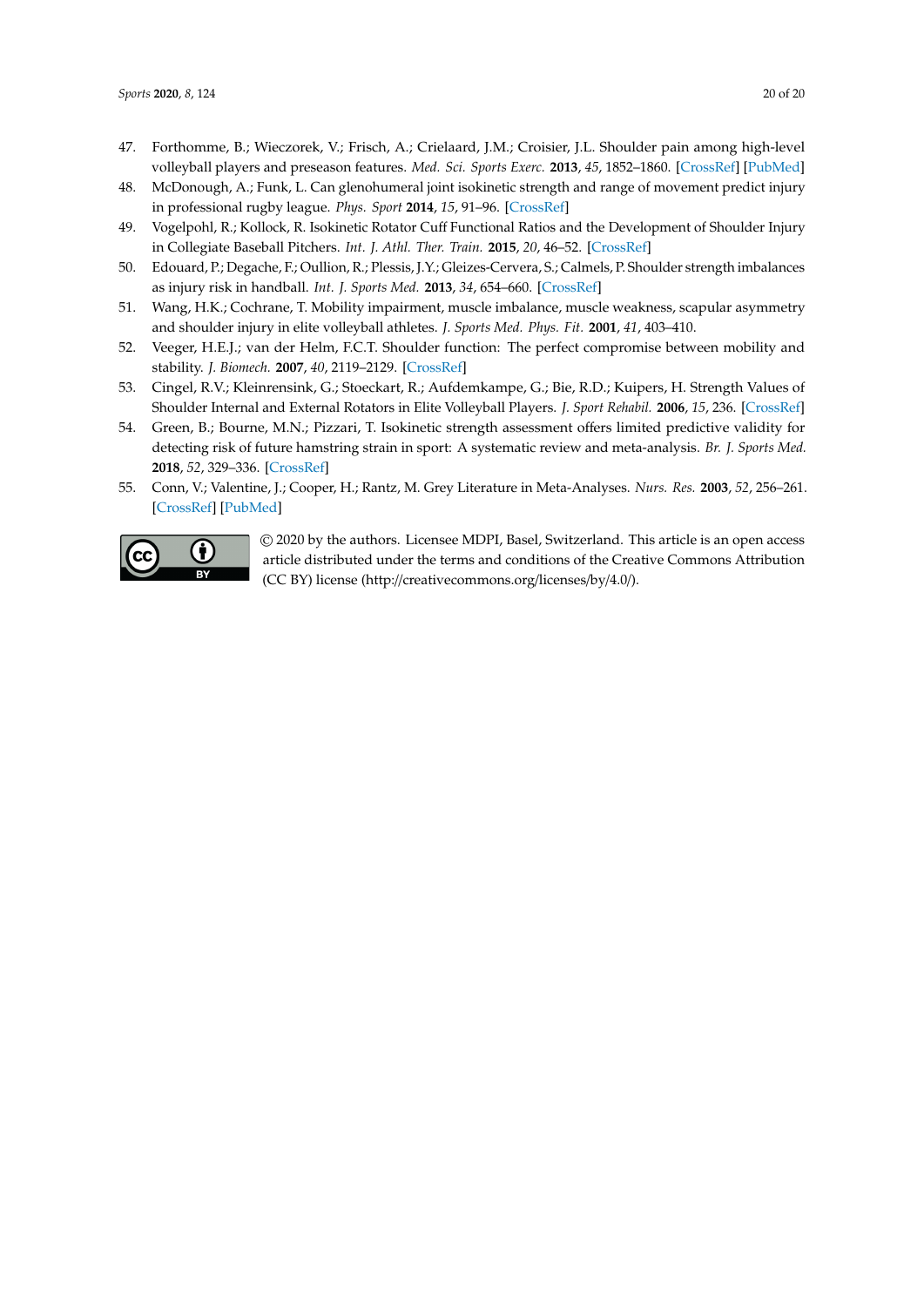47. Forthomme, B.; Wieczorek, V.; Frisch, A.; Crielaard, J.M.; Croisier, J.L. Shoulder pain among high-level volleyball players and preseason features. *Med. Sci. Sports Exerc.* **2013**, *45*, 1852–1860. [CrossRef] [PubMed]
48. McDonough, A.; Funk, L. Can glenohumeral joint isokinetic strength and range of movement predict injury in professional rugby league. *Phys. Sport* **2014**, *15*, 91–96. [CrossRef]
49. Vogelpohl, R.; Kollock, R. Isokinetic Rotator Cuff Functional Ratios and the Development of Shoulder Injury in Collegiate Baseball Pitchers. *Int. J. Athl. Ther. Train.* **2015**, *20*, 46–52. [CrossRef]
50. Edouard, P.; Degache, F.; Oullion, R.; Plessis, J.Y.; Gleizes-Cervera, S.; Calmels, P. Shoulder strength imbalances as injury risk in handball. *Int. J. Sports Med.* **2013**, *34*, 654–660. [CrossRef]
51. Wang, H.K.; Cochrane, T. Mobility impairment, muscle imbalance, muscle weakness, scapular asymmetry and shoulder injury in elite volleyball athletes. *J. Sports Med. Phys. Fit.* **2001**, *41*, 403–410.
52. Veeger, H.E.J.; van der Helm, F.C.T. Shoulder function: The perfect compromise between mobility and stability. *J. Biomech.* **2007**, *40*, 2119–2129. [CrossRef]
53. Cingel, R.V.; Kleinrensink, G.; Stoeckart, R.; Aufdemkampe, G.; Bie, R.D.; Kuipers, H. Strength Values of Shoulder Internal and External Rotators in Elite Volleyball Players. *J. Sport Rehabil.* **2006**, *15*, 236. [CrossRef]
54. Green, B.; Bourne, M.N.; Pizzari, T. Isokinetic strength assessment offers limited predictive validity for detecting risk of future hamstring strain in sport: A systematic review and meta-analysis. *Br. J. Sports Med.* **2018**, *52*, 329–336. [CrossRef]
55. Conn, V.; Valentine, J.; Cooper, H.; Rantz, M. Grey Literature in Meta-Analyses. *Nurs. Res.* **2003**, *52*, 256–261. [CrossRef] [PubMed]

© 2020 by the authors. Licensee MDPI, Basel, Switzerland. This article is an open access article distributed under the terms and conditions of the Creative Commons Attribution (CC BY) license (http://creativecommons.org/licenses/by/4.0/).